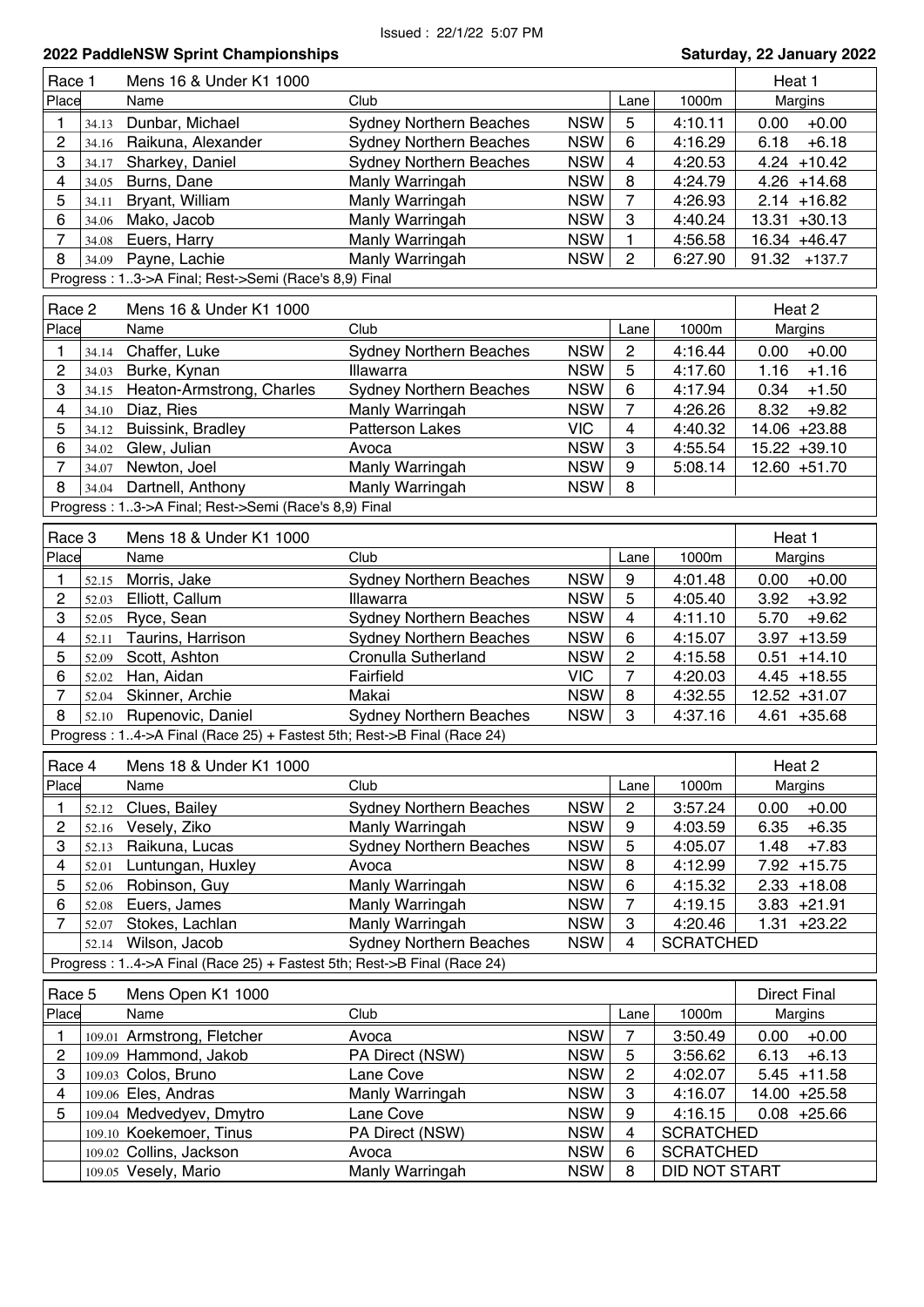Issued : 22/1/22 5:07 PM

## 2022 PaddleNSW Sprint Championships

**Saturday, 22 January 2022**

| Race 1 | | Mens 16 & Under K1 1000 | | | | | Heat 1 | |
|---|---|---|---|---|---|---|---|---|
| Place | | Name | Club | | Lane | 1000m | Margins | |
| 1 | 34.13 | Dunbar, Michael | Sydney Northern Beaches | NSW | 5 | 4:10.11 | 0.00 | +0.00 |
| 2 | 34.16 | Raikuna, Alexander | Sydney Northern Beaches | NSW | 6 | 4:16.29 | 6.18 | +6.18 |
| 3 | 34.17 | Sharkey, Daniel | Sydney Northern Beaches | NSW | 4 | 4:20.53 | 4.24 | +10.42 |
| 4 | 34.05 | Burns, Dane | Manly Warringah | NSW | 8 | 4:24.79 | 4.26 | +14.68 |
| 5 | 34.11 | Bryant, William | Manly Warringah | NSW | 7 | 4:26.93 | 2.14 | +16.82 |
| 6 | 34.06 | Mako, Jacob | Manly Warringah | NSW | 3 | 4:40.24 | 13.31 | +30.13 |
| 7 | 34.08 | Euers, Harry | Manly Warringah | NSW | 1 | 4:56.58 | 16.34 | +46.47 |
| 8 | 34.09 | Payne, Lachie | Manly Warringah | NSW | 2 | 6:27.90 | 91.32 | +137.7 |

Progress : 1..3->A Final; Rest->Semi (Race's 8,9) Final

| Race 2 | | Mens 16 & Under K1 1000 | | | | | Heat 2 | |
|---|---|---|---|---|---|---|---|---|
| Place | | Name | Club | | Lane | 1000m | Margins | |
| 1 | 34.14 | Chaffer, Luke | Sydney Northern Beaches | NSW | 2 | 4:16.44 | 0.00 | +0.00 |
| 2 | 34.03 | Burke, Kynan | Illawarra | NSW | 5 | 4:17.60 | 1.16 | +1.16 |
| 3 | 34.15 | Heaton-Armstrong, Charles | Sydney Northern Beaches | NSW | 6 | 4:17.94 | 0.34 | +1.50 |
| 4 | 34.10 | Diaz, Ries | Manly Warringah | NSW | 7 | 4:26.26 | 8.32 | +9.82 |
| 5 | 34.12 | Buissink, Bradley | Patterson Lakes | VIC | 4 | 4:40.32 | 14.06 | +23.88 |
| 6 | 34.02 | Glew, Julian | Avoca | NSW | 3 | 4:55.54 | 15.22 | +39.10 |
| 7 | 34.07 | Newton, Joel | Manly Warringah | NSW | 9 | 5:08.14 | 12.60 | +51.70 |
| 8 | 34.04 | Dartnell, Anthony | Manly Warringah | NSW | 8 | | | |

Progress : 1..3->A Final; Rest->Semi (Race's 8,9) Final

| Race 3 | | Mens 18 & Under K1 1000 | | | | | Heat 1 | |
|---|---|---|---|---|---|---|---|---|
| Place | | Name | Club | | Lane | 1000m | Margins | |
| 1 | 52.15 | Morris, Jake | Sydney Northern Beaches | NSW | 9 | 4:01.48 | 0.00 | +0.00 |
| 2 | 52.03 | Elliott, Callum | Illawarra | NSW | 5 | 4:05.40 | 3.92 | +3.92 |
| 3 | 52.05 | Ryce, Sean | Sydney Northern Beaches | NSW | 4 | 4:11.10 | 5.70 | +9.62 |
| 4 | 52.11 | Taurins, Harrison | Sydney Northern Beaches | NSW | 6 | 4:15.07 | 3.97 | +13.59 |
| 5 | 52.09 | Scott, Ashton | Cronulla Sutherland | NSW | 2 | 4:15.58 | 0.51 | +14.10 |
| 6 | 52.02 | Han, Aidan | Fairfield | VIC | 7 | 4:20.03 | 4.45 | +18.55 |
| 7 | 52.04 | Skinner, Archie | Makai | NSW | 8 | 4:32.55 | 12.52 | +31.07 |
| 8 | 52.10 | Rupenovic, Daniel | Sydney Northern Beaches | NSW | 3 | 4:37.16 | 4.61 | +35.68 |

Progress : 1..4->A Final (Race 25) + Fastest 5th; Rest->B Final (Race 24)

| Race 4 | | Mens 18 & Under K1 1000 | | | | | Heat 2 | |
|---|---|---|---|---|---|---|---|---|
| Place | | Name | Club | | Lane | 1000m | Margins | |
| 1 | 52.12 | Clues, Bailey | Sydney Northern Beaches | NSW | 2 | 3:57.24 | 0.00 | +0.00 |
| 2 | 52.16 | Vesely, Ziko | Manly Warringah | NSW | 9 | 4:03.59 | 6.35 | +6.35 |
| 3 | 52.13 | Raikuna, Lucas | Sydney Northern Beaches | NSW | 5 | 4:05.07 | 1.48 | +7.83 |
| 4 | 52.01 | Luntungan, Huxley | Avoca | NSW | 8 | 4:12.99 | 7.92 | +15.75 |
| 5 | 52.06 | Robinson, Guy | Manly Warringah | NSW | 6 | 4:15.32 | 2.33 | +18.08 |
| 6 | 52.08 | Euers, James | Manly Warringah | NSW | 7 | 4:19.15 | 3.83 | +21.91 |
| 7 | 52.07 | Stokes, Lachlan | Manly Warringah | NSW | 3 | 4:20.46 | 1.31 | +23.22 |
| | 52.14 | Wilson, Jacob | Sydney Northern Beaches | NSW | 4 | SCRATCHED | | |

Progress : 1..4->A Final (Race 25) + Fastest 5th; Rest->B Final (Race 24)

| Race 5 | | Mens Open K1 1000 | | | | | Direct Final | |
|---|---|---|---|---|---|---|---|---|
| Place | | Name | Club | | Lane | 1000m | Margins | |
| 1 | 109.01 | Armstrong, Fletcher | Avoca | NSW | 7 | 3:50.49 | 0.00 | +0.00 |
| 2 | 109.09 | Hammond, Jakob | PA Direct (NSW) | NSW | 5 | 3:56.62 | 6.13 | +6.13 |
| 3 | 109.03 | Colos, Bruno | Lane Cove | NSW | 2 | 4:02.07 | 5.45 | +11.58 |
| 4 | 109.06 | Eles, Andras | Manly Warringah | NSW | 3 | 4:16.07 | 14.00 | +25.58 |
| 5 | 109.04 | Medvedyev, Dmytro | Lane Cove | NSW | 9 | 4:16.15 | 0.08 | +25.66 |
| | 109.10 | Koekemoer, Tinus | PA Direct (NSW) | NSW | 4 | SCRATCHED | | |
| | 109.02 | Collins, Jackson | Avoca | NSW | 6 | SCRATCHED | | |
| | 109.05 | Vesely, Mario | Manly Warringah | NSW | 8 | DID NOT START | | |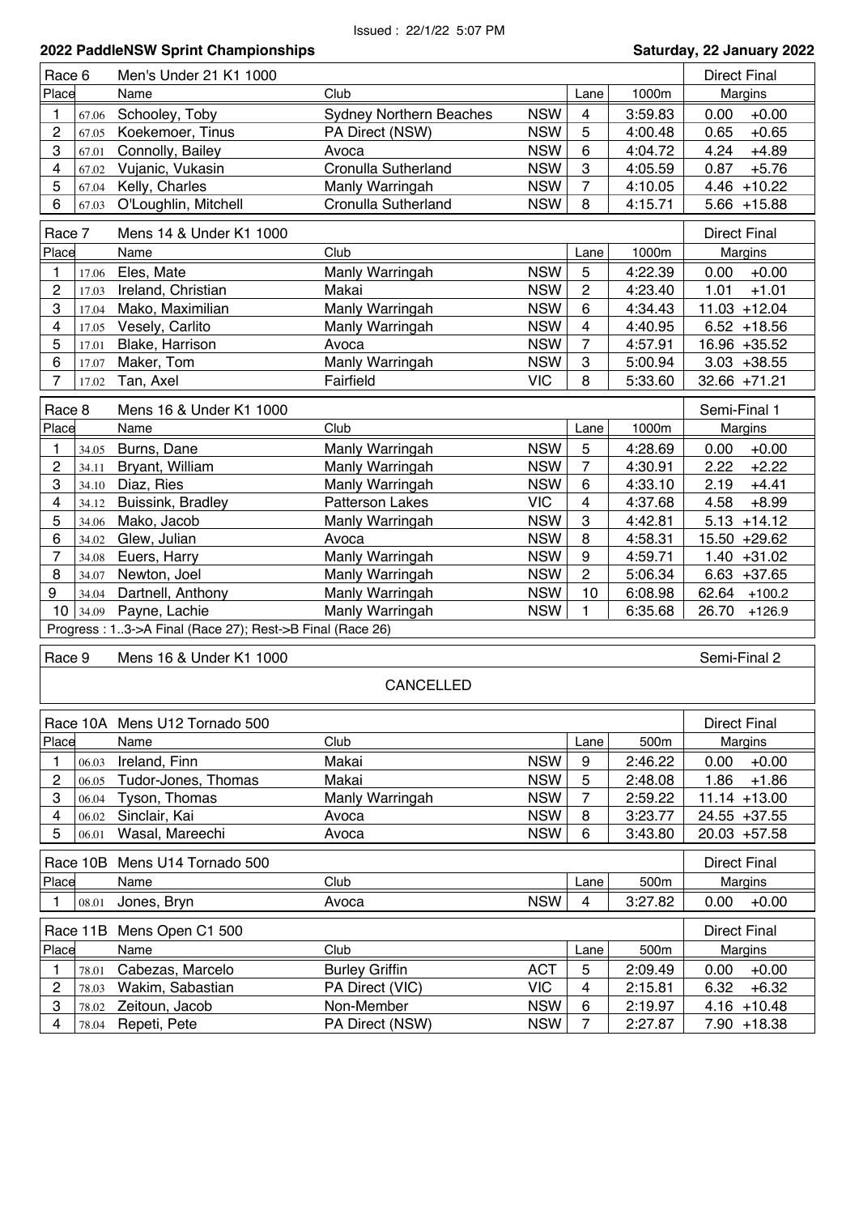Issued : 22/1/22 5:07 PM

**2022 PaddleNSW Sprint Championships** — **Saturday, 22 January 2022**

| Race 6 | | Men's Under 21 K1 1000 | | | | | Direct Final |
|---|---|---|---|---|---|---|---|
| Place | | Name | Club | | Lane | 1000m | Margins |
| 1 | 67.06 | Schooley, Toby | Sydney Northern Beaches | NSW | 4 | 3:59.83 | 0.00 +0.00 |
| 2 | 67.05 | Koekemoer, Tinus | PA Direct (NSW) | NSW | 5 | 4:00.48 | 0.65 +0.65 |
| 3 | 67.01 | Connolly, Bailey | Avoca | NSW | 6 | 4:04.72 | 4.24 +4.89 |
| 4 | 67.02 | Vujanic, Vukasin | Cronulla Sutherland | NSW | 3 | 4:05.59 | 0.87 +5.76 |
| 5 | 67.04 | Kelly, Charles | Manly Warringah | NSW | 7 | 4:10.05 | 4.46 +10.22 |
| 6 | 67.03 | O'Loughlin, Mitchell | Cronulla Sutherland | NSW | 8 | 4:15.71 | 5.66 +15.88 |

| Race 7 | | Mens 14 & Under K1 1000 | | | | | Direct Final |
|---|---|---|---|---|---|---|---|
| Place | | Name | Club | | Lane | 1000m | Margins |
| 1 | 17.06 | Eles, Mate | Manly Warringah | NSW | 5 | 4:22.39 | 0.00 +0.00 |
| 2 | 17.03 | Ireland, Christian | Makai | NSW | 2 | 4:23.40 | 1.01 +1.01 |
| 3 | 17.04 | Mako, Maximilian | Manly Warringah | NSW | 6 | 4:34.43 | 11.03 +12.04 |
| 4 | 17.05 | Vesely, Carlito | Manly Warringah | NSW | 4 | 4:40.95 | 6.52 +18.56 |
| 5 | 17.01 | Blake, Harrison | Avoca | NSW | 7 | 4:57.91 | 16.96 +35.52 |
| 6 | 17.07 | Maker, Tom | Manly Warringah | NSW | 3 | 5:00.94 | 3.03 +38.55 |
| 7 | 17.02 | Tan, Axel | Fairfield | VIC | 8 | 5:33.60 | 32.66 +71.21 |

| Race 8 | | Mens 16 & Under K1 1000 | | | | | Semi-Final 1 |
|---|---|---|---|---|---|---|---|
| Place | | Name | Club | | Lane | 1000m | Margins |
| 1 | 34.05 | Burns, Dane | Manly Warringah | NSW | 5 | 4:28.69 | 0.00 +0.00 |
| 2 | 34.11 | Bryant, William | Manly Warringah | NSW | 7 | 4:30.91 | 2.22 +2.22 |
| 3 | 34.10 | Diaz, Ries | Manly Warringah | NSW | 6 | 4:33.10 | 2.19 +4.41 |
| 4 | 34.12 | Buissink, Bradley | Patterson Lakes | VIC | 4 | 4:37.68 | 4.58 +8.99 |
| 5 | 34.06 | Mako, Jacob | Manly Warringah | NSW | 3 | 4:42.81 | 5.13 +14.12 |
| 6 | 34.02 | Glew, Julian | Avoca | NSW | 8 | 4:58.31 | 15.50 +29.62 |
| 7 | 34.08 | Euers, Harry | Manly Warringah | NSW | 9 | 4:59.71 | 1.40 +31.02 |
| 8 | 34.07 | Newton, Joel | Manly Warringah | NSW | 2 | 5:06.34 | 6.63 +37.65 |
| 9 | 34.04 | Dartnell, Anthony | Manly Warringah | NSW | 10 | 6:08.98 | 62.64 +100.2 |
| 10 | 34.09 | Payne, Lachie | Manly Warringah | NSW | 1 | 6:35.68 | 26.70 +126.9 |

Progress : 1..3->A Final (Race 27); Rest->B Final (Race 26)

| Race 9 | Mens 16 & Under K1 1000 | Semi-Final 2 |
|---|---|---|
| | CANCELLED | |

| Race 10A | | Mens U12 Tornado 500 | | | | | Direct Final |
|---|---|---|---|---|---|---|---|
| Place | | Name | Club | | Lane | 500m | Margins |
| 1 | 06.03 | Ireland, Finn | Makai | NSW | 9 | 2:46.22 | 0.00 +0.00 |
| 2 | 06.05 | Tudor-Jones, Thomas | Makai | NSW | 5 | 2:48.08 | 1.86 +1.86 |
| 3 | 06.04 | Tyson, Thomas | Manly Warringah | NSW | 7 | 2:59.22 | 11.14 +13.00 |
| 4 | 06.02 | Sinclair, Kai | Avoca | NSW | 8 | 3:23.77 | 24.55 +37.55 |
| 5 | 06.01 | Wasal, Mareechi | Avoca | NSW | 6 | 3:43.80 | 20.03 +57.58 |

| Race 10B | | Mens U14 Tornado 500 | | | | | Direct Final |
|---|---|---|---|---|---|---|---|
| Place | | Name | Club | | Lane | 500m | Margins |
| 1 | 08.01 | Jones, Bryn | Avoca | NSW | 4 | 3:27.82 | 0.00 +0.00 |

| Race 11B | | Mens Open C1 500 | | | | | Direct Final |
|---|---|---|---|---|---|---|---|
| Place | | Name | Club | | Lane | 500m | Margins |
| 1 | 78.01 | Cabezas, Marcelo | Burley Griffin | ACT | 5 | 2:09.49 | 0.00 +0.00 |
| 2 | 78.03 | Wakim, Sabastian | PA Direct (VIC) | VIC | 4 | 2:15.81 | 6.32 +6.32 |
| 3 | 78.02 | Zeitoun, Jacob | Non-Member | NSW | 6 | 2:19.97 | 4.16 +10.48 |
| 4 | 78.04 | Repeti, Pete | PA Direct (NSW) | NSW | 7 | 2:27.87 | 7.90 +18.38 |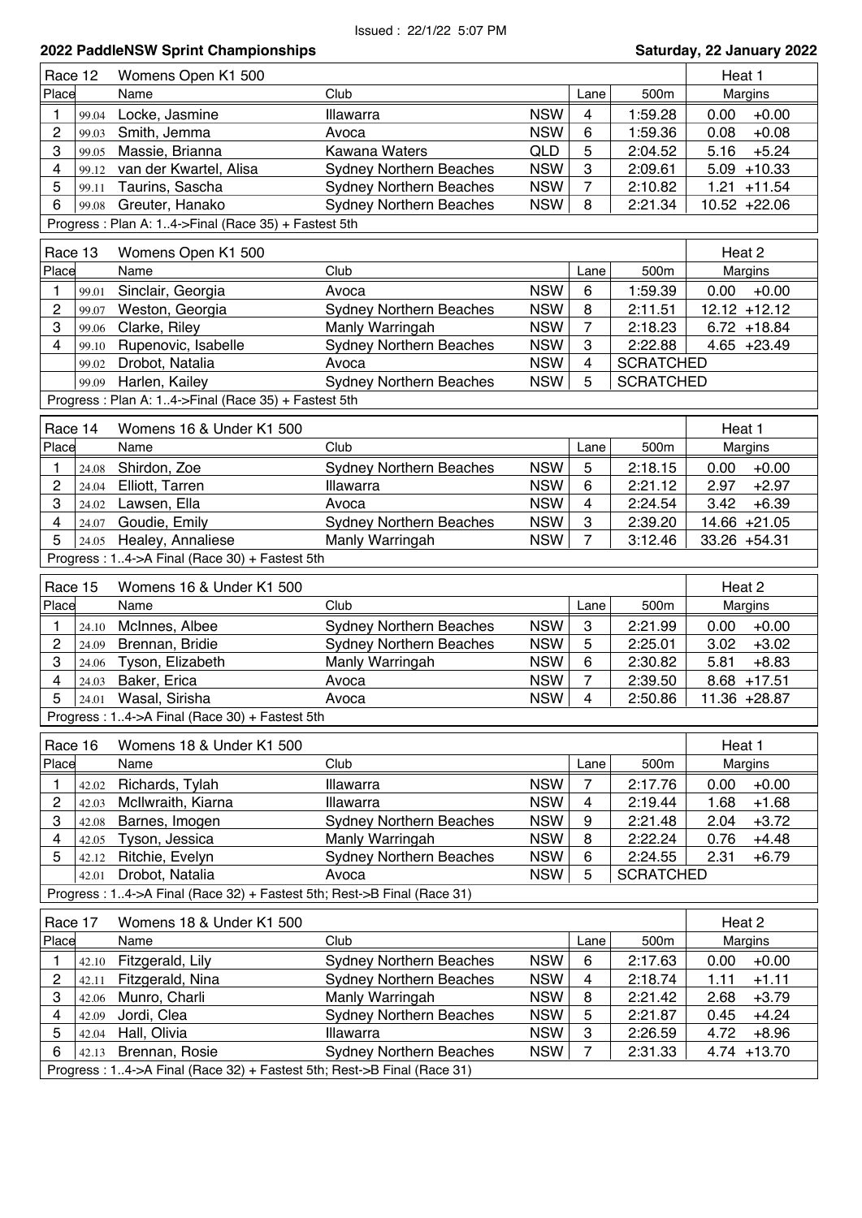Issued : 22/1/22 5:07 PM

## 2022 PaddleNSW Sprint Championships

**Saturday, 22 January 2022**

### Race 12 — Womens Open K1 500 — Heat 1

| Place | | Name | Club | | Lane | 500m | Margins | |
|---|---|---|---|---|---|---|---|---|
| 1 | 99.04 | Locke, Jasmine | Illawarra | NSW | 4 | 1:59.28 | 0.00 | +0.00 |
| 2 | 99.03 | Smith, Jemma | Avoca | NSW | 6 | 1:59.36 | 0.08 | +0.08 |
| 3 | 99.05 | Massie, Brianna | Kawana Waters | QLD | 5 | 2:04.52 | 5.16 | +5.24 |
| 4 | 99.12 | van der Kwartel, Alisa | Sydney Northern Beaches | NSW | 3 | 2:09.61 | 5.09 | +10.33 |
| 5 | 99.11 | Taurins, Sascha | Sydney Northern Beaches | NSW | 7 | 2:10.82 | 1.21 | +11.54 |
| 6 | 99.08 | Greuter, Hanako | Sydney Northern Beaches | NSW | 8 | 2:21.34 | 10.52 | +22.06 |

Progress : Plan A: 1..4->Final (Race 35) + Fastest 5th

### Race 13 — Womens Open K1 500 — Heat 2

| Place | | Name | Club | | Lane | 500m | Margins | |
|---|---|---|---|---|---|---|---|---|
| 1 | 99.01 | Sinclair, Georgia | Avoca | NSW | 6 | 1:59.39 | 0.00 | +0.00 |
| 2 | 99.07 | Weston, Georgia | Sydney Northern Beaches | NSW | 8 | 2:11.51 | 12.12 | +12.12 |
| 3 | 99.06 | Clarke, Riley | Manly Warringah | NSW | 7 | 2:18.23 | 6.72 | +18.84 |
| 4 | 99.10 | Rupenovic, Isabelle | Sydney Northern Beaches | NSW | 3 | 2:22.88 | 4.65 | +23.49 |
| | 99.02 | Drobot, Natalia | Avoca | NSW | 4 | SCRATCHED | | |
| | 99.09 | Harlen, Kailey | Sydney Northern Beaches | NSW | 5 | SCRATCHED | | |

Progress : Plan A: 1..4->Final (Race 35) + Fastest 5th

### Race 14 — Womens 16 & Under K1 500 — Heat 1

| Place | | Name | Club | | Lane | 500m | Margins | |
|---|---|---|---|---|---|---|---|---|
| 1 | 24.08 | Shirdon, Zoe | Sydney Northern Beaches | NSW | 5 | 2:18.15 | 0.00 | +0.00 |
| 2 | 24.04 | Elliott, Tarren | Illawarra | NSW | 6 | 2:21.12 | 2.97 | +2.97 |
| 3 | 24.02 | Lawsen, Ella | Avoca | NSW | 4 | 2:24.54 | 3.42 | +6.39 |
| 4 | 24.07 | Goudie, Emily | Sydney Northern Beaches | NSW | 3 | 2:39.20 | 14.66 | +21.05 |
| 5 | 24.05 | Healey, Annaliese | Manly Warringah | NSW | 7 | 3:12.46 | 33.26 | +54.31 |

Progress : 1..4->A Final (Race 30) + Fastest 5th

### Race 15 — Womens 16 & Under K1 500 — Heat 2

| Place | | Name | Club | | Lane | 500m | Margins | |
|---|---|---|---|---|---|---|---|---|
| 1 | 24.10 | McInnes, Albee | Sydney Northern Beaches | NSW | 3 | 2:21.99 | 0.00 | +0.00 |
| 2 | 24.09 | Brennan, Bridie | Sydney Northern Beaches | NSW | 5 | 2:25.01 | 3.02 | +3.02 |
| 3 | 24.06 | Tyson, Elizabeth | Manly Warringah | NSW | 6 | 2:30.82 | 5.81 | +8.83 |
| 4 | 24.03 | Baker, Erica | Avoca | NSW | 7 | 2:39.50 | 8.68 | +17.51 |
| 5 | 24.01 | Wasal, Sirisha | Avoca | NSW | 4 | 2:50.86 | 11.36 | +28.87 |

Progress : 1..4->A Final (Race 30) + Fastest 5th

### Race 16 — Womens 18 & Under K1 500 — Heat 1

| Place | | Name | Club | | Lane | 500m | Margins | |
|---|---|---|---|---|---|---|---|---|
| 1 | 42.02 | Richards, Tylah | Illawarra | NSW | 7 | 2:17.76 | 0.00 | +0.00 |
| 2 | 42.03 | McIlwraith, Kiarna | Illawarra | NSW | 4 | 2:19.44 | 1.68 | +1.68 |
| 3 | 42.08 | Barnes, Imogen | Sydney Northern Beaches | NSW | 9 | 2:21.48 | 2.04 | +3.72 |
| 4 | 42.05 | Tyson, Jessica | Manly Warringah | NSW | 8 | 2:22.24 | 0.76 | +4.48 |
| 5 | 42.12 | Ritchie, Evelyn | Sydney Northern Beaches | NSW | 6 | 2:24.55 | 2.31 | +6.79 |
| | 42.01 | Drobot, Natalia | Avoca | NSW | 5 | SCRATCHED | | |

Progress : 1..4->A Final (Race 32) + Fastest 5th; Rest->B Final (Race 31)

### Race 17 — Womens 18 & Under K1 500 — Heat 2

| Place | | Name | Club | | Lane | 500m | Margins | |
|---|---|---|---|---|---|---|---|---|
| 1 | 42.10 | Fitzgerald, Lily | Sydney Northern Beaches | NSW | 6 | 2:17.63 | 0.00 | +0.00 |
| 2 | 42.11 | Fitzgerald, Nina | Sydney Northern Beaches | NSW | 4 | 2:18.74 | 1.11 | +1.11 |
| 3 | 42.06 | Munro, Charli | Manly Warringah | NSW | 8 | 2:21.42 | 2.68 | +3.79 |
| 4 | 42.09 | Jordi, Clea | Sydney Northern Beaches | NSW | 5 | 2:21.87 | 0.45 | +4.24 |
| 5 | 42.04 | Hall, Olivia | Illawarra | NSW | 3 | 2:26.59 | 4.72 | +8.96 |
| 6 | 42.13 | Brennan, Rosie | Sydney Northern Beaches | NSW | 7 | 2:31.33 | 4.74 | +13.70 |

Progress : 1..4->A Final (Race 32) + Fastest 5th; Rest->B Final (Race 31)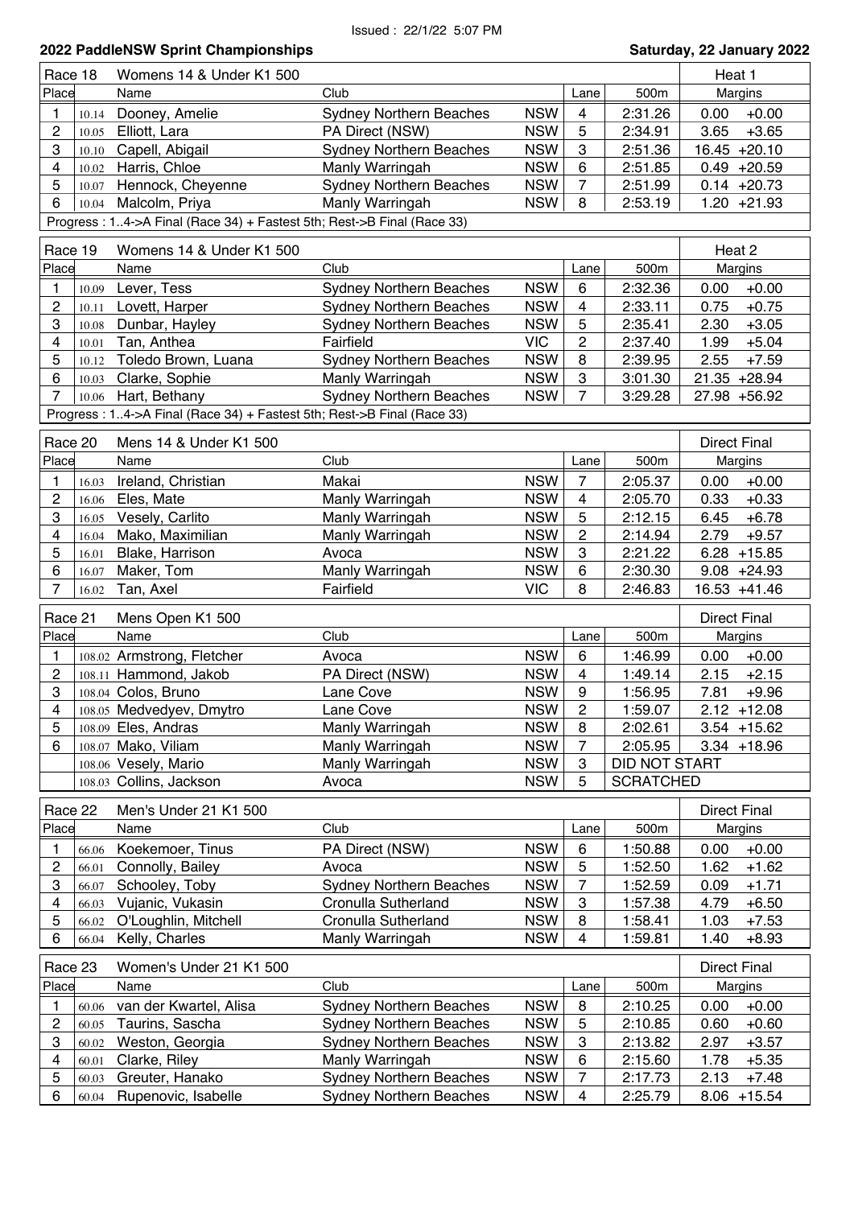Issued : 22/1/22 5:07 PM

## 2022 PaddleNSW Sprint Championships

**Saturday, 22 January 2022**

| Race 18 | | Womens 14 & Under K1 500 | | | | | Heat 1 | |
|---|---|---|---|---|---|---|---|---|
| Place | | Name | Club | | Lane | 500m | Margins | |
| 1 | 10.14 | Dooney, Amelie | Sydney Northern Beaches | NSW | 4 | 2:31.26 | 0.00 | +0.00 |
| 2 | 10.05 | Elliott, Lara | PA Direct (NSW) | NSW | 5 | 2:34.91 | 3.65 | +3.65 |
| 3 | 10.10 | Capell, Abigail | Sydney Northern Beaches | NSW | 3 | 2:51.36 | 16.45 | +20.10 |
| 4 | 10.02 | Harris, Chloe | Manly Warringah | NSW | 6 | 2:51.85 | 0.49 | +20.59 |
| 5 | 10.07 | Hennock, Cheyenne | Sydney Northern Beaches | NSW | 7 | 2:51.99 | 0.14 | +20.73 |
| 6 | 10.04 | Malcolm, Priya | Manly Warringah | NSW | 8 | 2:53.19 | 1.20 | +21.93 |

Progress : 1..4->A Final (Race 34) + Fastest 5th; Rest->B Final (Race 33)

| Race 19 | | Womens 14 & Under K1 500 | | | | | Heat 2 | |
|---|---|---|---|---|---|---|---|---|
| Place | | Name | Club | | Lane | 500m | Margins | |
| 1 | 10.09 | Lever, Tess | Sydney Northern Beaches | NSW | 6 | 2:32.36 | 0.00 | +0.00 |
| 2 | 10.11 | Lovett, Harper | Sydney Northern Beaches | NSW | 4 | 2:33.11 | 0.75 | +0.75 |
| 3 | 10.08 | Dunbar, Hayley | Sydney Northern Beaches | NSW | 5 | 2:35.41 | 2.30 | +3.05 |
| 4 | 10.01 | Tan, Anthea | Fairfield | VIC | 2 | 2:37.40 | 1.99 | +5.04 |
| 5 | 10.12 | Toledo Brown, Luana | Sydney Northern Beaches | NSW | 8 | 2:39.95 | 2.55 | +7.59 |
| 6 | 10.03 | Clarke, Sophie | Manly Warringah | NSW | 3 | 3:01.30 | 21.35 | +28.94 |
| 7 | 10.06 | Hart, Bethany | Sydney Northern Beaches | NSW | 7 | 3:29.28 | 27.98 | +56.92 |

Progress : 1..4->A Final (Race 34) + Fastest 5th; Rest->B Final (Race 33)

| Race 20 | | Mens 14 & Under K1 500 | | | | | Direct Final | |
|---|---|---|---|---|---|---|---|---|
| Place | | Name | Club | | Lane | 500m | Margins | |
| 1 | 16.03 | Ireland, Christian | Makai | NSW | 7 | 2:05.37 | 0.00 | +0.00 |
| 2 | 16.06 | Eles, Mate | Manly Warringah | NSW | 4 | 2:05.70 | 0.33 | +0.33 |
| 3 | 16.05 | Vesely, Carlito | Manly Warringah | NSW | 5 | 2:12.15 | 6.45 | +6.78 |
| 4 | 16.04 | Mako, Maximilian | Manly Warringah | NSW | 2 | 2:14.94 | 2.79 | +9.57 |
| 5 | 16.01 | Blake, Harrison | Avoca | NSW | 3 | 2:21.22 | 6.28 | +15.85 |
| 6 | 16.07 | Maker, Tom | Manly Warringah | NSW | 6 | 2:30.30 | 9.08 | +24.93 |
| 7 | 16.02 | Tan, Axel | Fairfield | VIC | 8 | 2:46.83 | 16.53 | +41.46 |

| Race 21 | | Mens Open K1 500 | | | | | Direct Final | |
|---|---|---|---|---|---|---|---|---|
| Place | | Name | Club | | Lane | 500m | Margins | |
| 1 | 108.02 | Armstrong, Fletcher | Avoca | NSW | 6 | 1:46.99 | 0.00 | +0.00 |
| 2 | 108.11 | Hammond, Jakob | PA Direct (NSW) | NSW | 4 | 1:49.14 | 2.15 | +2.15 |
| 3 | 108.04 | Colos, Bruno | Lane Cove | NSW | 9 | 1:56.95 | 7.81 | +9.96 |
| 4 | 108.05 | Medvedyev, Dmytro | Lane Cove | NSW | 2 | 1:59.07 | 2.12 | +12.08 |
| 5 | 108.09 | Eles, Andras | Manly Warringah | NSW | 8 | 2:02.61 | 3.54 | +15.62 |
| 6 | 108.07 | Mako, Viliam | Manly Warringah | NSW | 7 | 2:05.95 | 3.34 | +18.96 |
| | 108.06 | Vesely, Mario | Manly Warringah | NSW | 3 | DID NOT START | | |
| | 108.03 | Collins, Jackson | Avoca | NSW | 5 | SCRATCHED | | |

| Race 22 | | Men's Under 21 K1 500 | | | | | Direct Final | |
|---|---|---|---|---|---|---|---|---|
| Place | | Name | Club | | Lane | 500m | Margins | |
| 1 | 66.06 | Koekemoer, Tinus | PA Direct (NSW) | NSW | 6 | 1:50.88 | 0.00 | +0.00 |
| 2 | 66.01 | Connolly, Bailey | Avoca | NSW | 5 | 1:52.50 | 1.62 | +1.62 |
| 3 | 66.07 | Schooley, Toby | Sydney Northern Beaches | NSW | 7 | 1:52.59 | 0.09 | +1.71 |
| 4 | 66.03 | Vujanic, Vukasin | Cronulla Sutherland | NSW | 3 | 1:57.38 | 4.79 | +6.50 |
| 5 | 66.02 | O'Loughlin, Mitchell | Cronulla Sutherland | NSW | 8 | 1:58.41 | 1.03 | +7.53 |
| 6 | 66.04 | Kelly, Charles | Manly Warringah | NSW | 4 | 1:59.81 | 1.40 | +8.93 |

| Race 23 | | Women's Under 21 K1 500 | | | | | Direct Final | |
|---|---|---|---|---|---|---|---|---|
| Place | | Name | Club | | Lane | 500m | Margins | |
| 1 | 60.06 | van der Kwartel, Alisa | Sydney Northern Beaches | NSW | 8 | 2:10.25 | 0.00 | +0.00 |
| 2 | 60.05 | Taurins, Sascha | Sydney Northern Beaches | NSW | 5 | 2:10.85 | 0.60 | +0.60 |
| 3 | 60.02 | Weston, Georgia | Sydney Northern Beaches | NSW | 3 | 2:13.82 | 2.97 | +3.57 |
| 4 | 60.01 | Clarke, Riley | Manly Warringah | NSW | 6 | 2:15.60 | 1.78 | +5.35 |
| 5 | 60.03 | Greuter, Hanako | Sydney Northern Beaches | NSW | 7 | 2:17.73 | 2.13 | +7.48 |
| 6 | 60.04 | Rupenovic, Isabelle | Sydney Northern Beaches | NSW | 4 | 2:25.79 | 8.06 | +15.54 |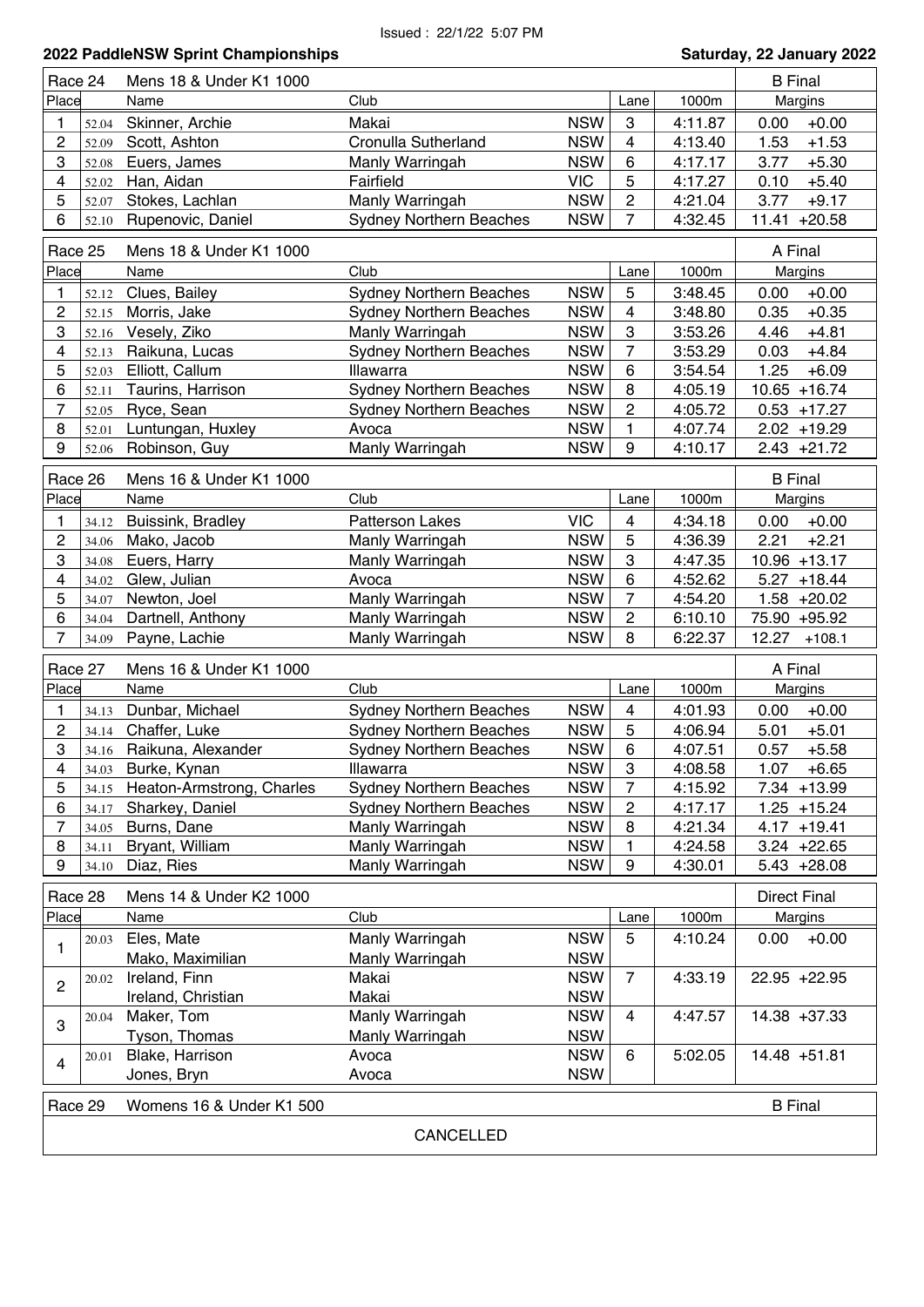Issued : 22/1/22 5:07 PM

## 2022 PaddleNSW Sprint Championships

**Saturday, 22 January 2022**

### Race 24 — Mens 18 & Under K1 1000 — B Final

| Place | | Name | Club | | Lane | 1000m | Margins | |
|---|---|---|---|---|---|---|---|---|
| 1 | 52.04 | Skinner, Archie | Makai | NSW | 3 | 4:11.87 | 0.00 | +0.00 |
| 2 | 52.09 | Scott, Ashton | Cronulla Sutherland | NSW | 4 | 4:13.40 | 1.53 | +1.53 |
| 3 | 52.08 | Euers, James | Manly Warringah | NSW | 6 | 4:17.17 | 3.77 | +5.30 |
| 4 | 52.02 | Han, Aidan | Fairfield | VIC | 5 | 4:17.27 | 0.10 | +5.40 |
| 5 | 52.07 | Stokes, Lachlan | Manly Warringah | NSW | 2 | 4:21.04 | 3.77 | +9.17 |
| 6 | 52.10 | Rupenovic, Daniel | Sydney Northern Beaches | NSW | 7 | 4:32.45 | 11.41 | +20.58 |

### Race 25 — Mens 18 & Under K1 1000 — A Final

| Place | | Name | Club | | Lane | 1000m | Margins | |
|---|---|---|---|---|---|---|---|---|
| 1 | 52.12 | Clues, Bailey | Sydney Northern Beaches | NSW | 5 | 3:48.45 | 0.00 | +0.00 |
| 2 | 52.15 | Morris, Jake | Sydney Northern Beaches | NSW | 4 | 3:48.80 | 0.35 | +0.35 |
| 3 | 52.16 | Vesely, Ziko | Manly Warringah | NSW | 3 | 3:53.26 | 4.46 | +4.81 |
| 4 | 52.13 | Raikuna, Lucas | Sydney Northern Beaches | NSW | 7 | 3:53.29 | 0.03 | +4.84 |
| 5 | 52.03 | Elliott, Callum | Illawarra | NSW | 6 | 3:54.54 | 1.25 | +6.09 |
| 6 | 52.11 | Taurins, Harrison | Sydney Northern Beaches | NSW | 8 | 4:05.19 | 10.65 | +16.74 |
| 7 | 52.05 | Ryce, Sean | Sydney Northern Beaches | NSW | 2 | 4:05.72 | 0.53 | +17.27 |
| 8 | 52.01 | Luntungan, Huxley | Avoca | NSW | 1 | 4:07.74 | 2.02 | +19.29 |
| 9 | 52.06 | Robinson, Guy | Manly Warringah | NSW | 9 | 4:10.17 | 2.43 | +21.72 |

### Race 26 — Mens 16 & Under K1 1000 — B Final

| Place | | Name | Club | | Lane | 1000m | Margins | |
|---|---|---|---|---|---|---|---|---|
| 1 | 34.12 | Buissink, Bradley | Patterson Lakes | VIC | 4 | 4:34.18 | 0.00 | +0.00 |
| 2 | 34.06 | Mako, Jacob | Manly Warringah | NSW | 5 | 4:36.39 | 2.21 | +2.21 |
| 3 | 34.08 | Euers, Harry | Manly Warringah | NSW | 3 | 4:47.35 | 10.96 | +13.17 |
| 4 | 34.02 | Glew, Julian | Avoca | NSW | 6 | 4:52.62 | 5.27 | +18.44 |
| 5 | 34.07 | Newton, Joel | Manly Warringah | NSW | 7 | 4:54.20 | 1.58 | +20.02 |
| 6 | 34.04 | Dartnell, Anthony | Manly Warringah | NSW | 2 | 6:10.10 | 75.90 | +95.92 |
| 7 | 34.09 | Payne, Lachie | Manly Warringah | NSW | 8 | 6:22.37 | 12.27 | +108.1 |

### Race 27 — Mens 16 & Under K1 1000 — A Final

| Place | | Name | Club | | Lane | 1000m | Margins | |
|---|---|---|---|---|---|---|---|---|
| 1 | 34.13 | Dunbar, Michael | Sydney Northern Beaches | NSW | 4 | 4:01.93 | 0.00 | +0.00 |
| 2 | 34.14 | Chaffer, Luke | Sydney Northern Beaches | NSW | 5 | 4:06.94 | 5.01 | +5.01 |
| 3 | 34.16 | Raikuna, Alexander | Sydney Northern Beaches | NSW | 6 | 4:07.51 | 0.57 | +5.58 |
| 4 | 34.03 | Burke, Kynan | Illawarra | NSW | 3 | 4:08.58 | 1.07 | +6.65 |
| 5 | 34.15 | Heaton-Armstrong, Charles | Sydney Northern Beaches | NSW | 7 | 4:15.92 | 7.34 | +13.99 |
| 6 | 34.17 | Sharkey, Daniel | Sydney Northern Beaches | NSW | 2 | 4:17.17 | 1.25 | +15.24 |
| 7 | 34.05 | Burns, Dane | Manly Warringah | NSW | 8 | 4:21.34 | 4.17 | +19.41 |
| 8 | 34.11 | Bryant, William | Manly Warringah | NSW | 1 | 4:24.58 | 3.24 | +22.65 |
| 9 | 34.10 | Diaz, Ries | Manly Warringah | NSW | 9 | 4:30.01 | 5.43 | +28.08 |

### Race 28 — Mens 14 & Under K2 1000 — Direct Final

| Place | | Name | Club | | Lane | 1000m | Margins | |
|---|---|---|---|---|---|---|---|---|
| 1 | 20.03 | Eles, Mate | Manly Warringah | NSW | 5 | 4:10.24 | 0.00 | +0.00 |
| | | Mako, Maximilian | Manly Warringah | NSW | | | | |
| 2 | 20.02 | Ireland, Finn | Makai | NSW | 7 | 4:33.19 | 22.95 | +22.95 |
| | | Ireland, Christian | Makai | NSW | | | | |
| 3 | 20.04 | Maker, Tom | Manly Warringah | NSW | 4 | 4:47.57 | 14.38 | +37.33 |
| | | Tyson, Thomas | Manly Warringah | NSW | | | | |
| 4 | 20.01 | Blake, Harrison | Avoca | NSW | 6 | 5:02.05 | 14.48 | +51.81 |
| | | Jones, Bryn | Avoca | NSW | | | | |

### Race 29 — Womens 16 & Under K1 500 — B Final

CANCELLED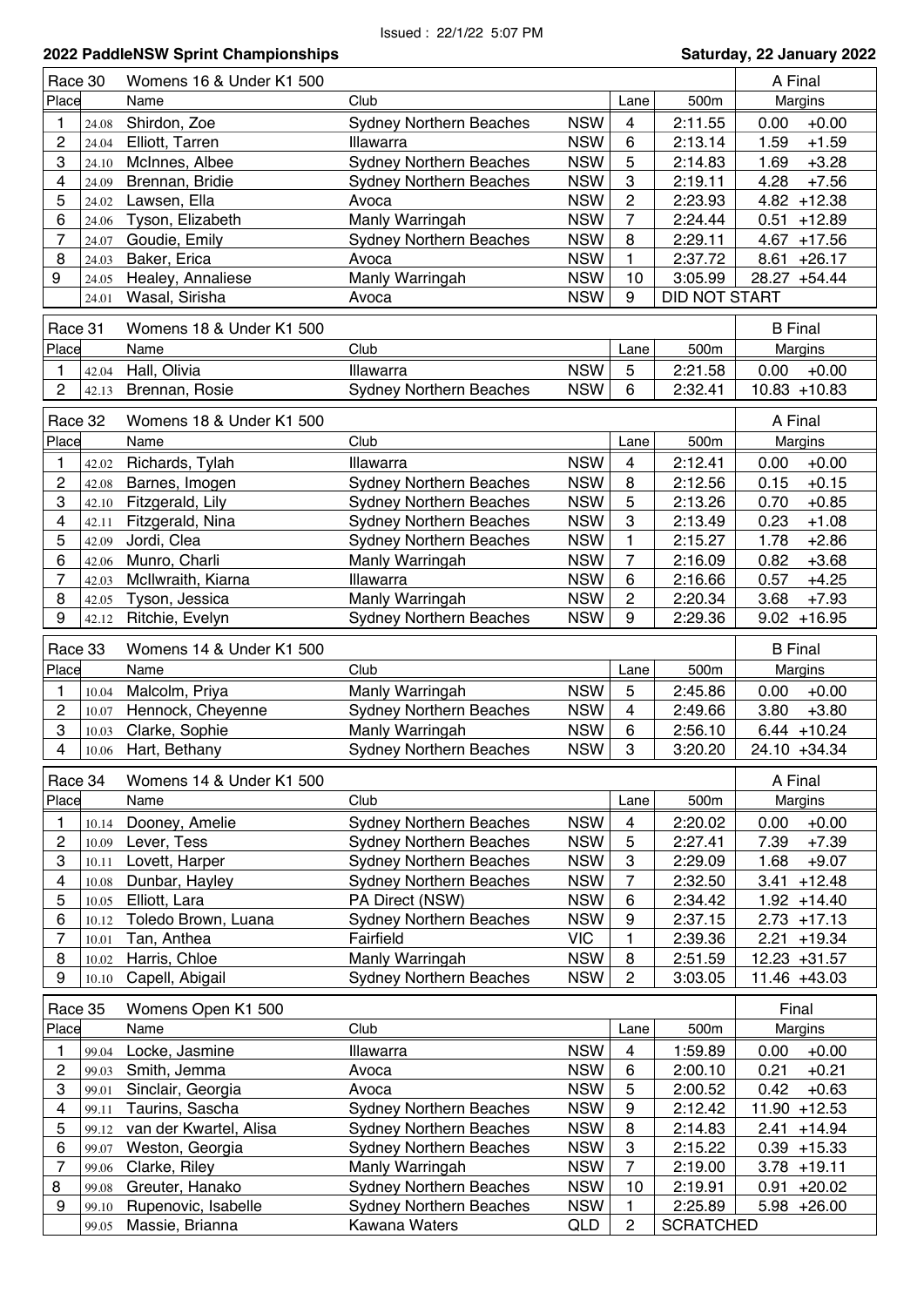Issued : 22/1/22 5:07 PM

**2022 PaddleNSW Sprint Championships** — **Saturday, 22 January 2022**

| Race 30 | | Womens 16 & Under K1 500 | | | | | A Final | |
|---|---|---|---|---|---|---|---|---|
| Place | | Name | Club | | Lane | 500m | Margins | |
| 1 | 24.08 | Shirdon, Zoe | Sydney Northern Beaches | NSW | 4 | 2:11.55 | 0.00 | +0.00 |
| 2 | 24.04 | Elliott, Tarren | Illawarra | NSW | 6 | 2:13.14 | 1.59 | +1.59 |
| 3 | 24.10 | McInnes, Albee | Sydney Northern Beaches | NSW | 5 | 2:14.83 | 1.69 | +3.28 |
| 4 | 24.09 | Brennan, Bridie | Sydney Northern Beaches | NSW | 3 | 2:19.11 | 4.28 | +7.56 |
| 5 | 24.02 | Lawsen, Ella | Avoca | NSW | 2 | 2:23.93 | 4.82 | +12.38 |
| 6 | 24.06 | Tyson, Elizabeth | Manly Warringah | NSW | 7 | 2:24.44 | 0.51 | +12.89 |
| 7 | 24.07 | Goudie, Emily | Sydney Northern Beaches | NSW | 8 | 2:29.11 | 4.67 | +17.56 |
| 8 | 24.03 | Baker, Erica | Avoca | NSW | 1 | 2:37.72 | 8.61 | +26.17 |
| 9 | 24.05 | Healey, Annaliese | Manly Warringah | NSW | 10 | 3:05.99 | 28.27 | +54.44 |
| | 24.01 | Wasal, Sirisha | Avoca | NSW | 9 | DID NOT START | | |

| Race 31 | | Womens 18 & Under K1 500 | | | | | B Final | |
|---|---|---|---|---|---|---|---|---|
| Place | | Name | Club | | Lane | 500m | Margins | |
| 1 | 42.04 | Hall, Olivia | Illawarra | NSW | 5 | 2:21.58 | 0.00 | +0.00 |
| 2 | 42.13 | Brennan, Rosie | Sydney Northern Beaches | NSW | 6 | 2:32.41 | 10.83 | +10.83 |

| Race 32 | | Womens 18 & Under K1 500 | | | | | A Final | |
|---|---|---|---|---|---|---|---|---|
| Place | | Name | Club | | Lane | 500m | Margins | |
| 1 | 42.02 | Richards, Tylah | Illawarra | NSW | 4 | 2:12.41 | 0.00 | +0.00 |
| 2 | 42.08 | Barnes, Imogen | Sydney Northern Beaches | NSW | 8 | 2:12.56 | 0.15 | +0.15 |
| 3 | 42.10 | Fitzgerald, Lily | Sydney Northern Beaches | NSW | 5 | 2:13.26 | 0.70 | +0.85 |
| 4 | 42.11 | Fitzgerald, Nina | Sydney Northern Beaches | NSW | 3 | 2:13.49 | 0.23 | +1.08 |
| 5 | 42.09 | Jordi, Clea | Sydney Northern Beaches | NSW | 1 | 2:15.27 | 1.78 | +2.86 |
| 6 | 42.06 | Munro, Charli | Manly Warringah | NSW | 7 | 2:16.09 | 0.82 | +3.68 |
| 7 | 42.03 | McIlwraith, Kiarna | Illawarra | NSW | 6 | 2:16.66 | 0.57 | +4.25 |
| 8 | 42.05 | Tyson, Jessica | Manly Warringah | NSW | 2 | 2:20.34 | 3.68 | +7.93 |
| 9 | 42.12 | Ritchie, Evelyn | Sydney Northern Beaches | NSW | 9 | 2:29.36 | 9.02 | +16.95 |

| Race 33 | | Womens 14 & Under K1 500 | | | | | B Final | |
|---|---|---|---|---|---|---|---|---|
| Place | | Name | Club | | Lane | 500m | Margins | |
| 1 | 10.04 | Malcolm, Priya | Manly Warringah | NSW | 5 | 2:45.86 | 0.00 | +0.00 |
| 2 | 10.07 | Hennock, Cheyenne | Sydney Northern Beaches | NSW | 4 | 2:49.66 | 3.80 | +3.80 |
| 3 | 10.03 | Clarke, Sophie | Manly Warringah | NSW | 6 | 2:56.10 | 6.44 | +10.24 |
| 4 | 10.06 | Hart, Bethany | Sydney Northern Beaches | NSW | 3 | 3:20.20 | 24.10 | +34.34 |

| Race 34 | | Womens 14 & Under K1 500 | | | | | A Final | |
|---|---|---|---|---|---|---|---|---|
| Place | | Name | Club | | Lane | 500m | Margins | |
| 1 | 10.14 | Dooney, Amelie | Sydney Northern Beaches | NSW | 4 | 2:20.02 | 0.00 | +0.00 |
| 2 | 10.09 | Lever, Tess | Sydney Northern Beaches | NSW | 5 | 2:27.41 | 7.39 | +7.39 |
| 3 | 10.11 | Lovett, Harper | Sydney Northern Beaches | NSW | 3 | 2:29.09 | 1.68 | +9.07 |
| 4 | 10.08 | Dunbar, Hayley | Sydney Northern Beaches | NSW | 7 | 2:32.50 | 3.41 | +12.48 |
| 5 | 10.05 | Elliott, Lara | PA Direct (NSW) | NSW | 6 | 2:34.42 | 1.92 | +14.40 |
| 6 | 10.12 | Toledo Brown, Luana | Sydney Northern Beaches | NSW | 9 | 2:37.15 | 2.73 | +17.13 |
| 7 | 10.01 | Tan, Anthea | Fairfield | VIC | 1 | 2:39.36 | 2.21 | +19.34 |
| 8 | 10.02 | Harris, Chloe | Manly Warringah | NSW | 8 | 2:51.59 | 12.23 | +31.57 |
| 9 | 10.10 | Capell, Abigail | Sydney Northern Beaches | NSW | 2 | 3:03.05 | 11.46 | +43.03 |

| Race 35 | | Womens Open K1 500 | | | | | Final | |
|---|---|---|---|---|---|---|---|---|
| Place | | Name | Club | | Lane | 500m | Margins | |
| 1 | 99.04 | Locke, Jasmine | Illawarra | NSW | 4 | 1:59.89 | 0.00 | +0.00 |
| 2 | 99.03 | Smith, Jemma | Avoca | NSW | 6 | 2:00.10 | 0.21 | +0.21 |
| 3 | 99.01 | Sinclair, Georgia | Avoca | NSW | 5 | 2:00.52 | 0.42 | +0.63 |
| 4 | 99.11 | Taurins, Sascha | Sydney Northern Beaches | NSW | 9 | 2:12.42 | 11.90 | +12.53 |
| 5 | 99.12 | van der Kwartel, Alisa | Sydney Northern Beaches | NSW | 8 | 2:14.83 | 2.41 | +14.94 |
| 6 | 99.07 | Weston, Georgia | Sydney Northern Beaches | NSW | 3 | 2:15.22 | 0.39 | +15.33 |
| 7 | 99.06 | Clarke, Riley | Manly Warringah | NSW | 7 | 2:19.00 | 3.78 | +19.11 |
| 8 | 99.08 | Greuter, Hanako | Sydney Northern Beaches | NSW | 10 | 2:19.91 | 0.91 | +20.02 |
| 9 | 99.10 | Rupenovic, Isabelle | Sydney Northern Beaches | NSW | 1 | 2:25.89 | 5.98 | +26.00 |
| | 99.05 | Massie, Brianna | Kawana Waters | QLD | 2 | SCRATCHED | | |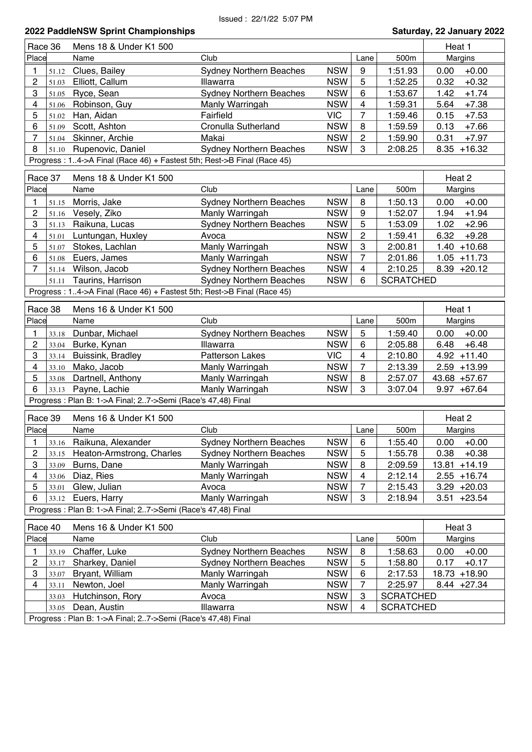Issued : 22/1/22 5:07 PM

**2022 PaddleNSW Sprint Championships** **Saturday, 22 January 2022**

| Race 36 | | Mens 18 & Under K1 500 | | | | | Heat 1 | |
|---|---|---|---|---|---|---|---|---|
| Place | | Name | Club | | Lane | 500m | Margins | |
| 1 | 51.12 | Clues, Bailey | Sydney Northern Beaches | NSW | 9 | 1:51.93 | 0.00 | +0.00 |
| 2 | 51.03 | Elliott, Callum | Illawarra | NSW | 5 | 1:52.25 | 0.32 | +0.32 |
| 3 | 51.05 | Ryce, Sean | Sydney Northern Beaches | NSW | 6 | 1:53.67 | 1.42 | +1.74 |
| 4 | 51.06 | Robinson, Guy | Manly Warringah | NSW | 4 | 1:59.31 | 5.64 | +7.38 |
| 5 | 51.02 | Han, Aidan | Fairfield | VIC | 7 | 1:59.46 | 0.15 | +7.53 |
| 6 | 51.09 | Scott, Ashton | Cronulla Sutherland | NSW | 8 | 1:59.59 | 0.13 | +7.66 |
| 7 | 51.04 | Skinner, Archie | Makai | NSW | 2 | 1:59.90 | 0.31 | +7.97 |
| 8 | 51.10 | Rupenovic, Daniel | Sydney Northern Beaches | NSW | 3 | 2:08.25 | 8.35 | +16.32 |

Progress : 1..4->A Final (Race 46) + Fastest 5th; Rest->B Final (Race 45)

| Race 37 | | Mens 18 & Under K1 500 | | | | | Heat 2 | |
|---|---|---|---|---|---|---|---|---|
| Place | | Name | Club | | Lane | 500m | Margins | |
| 1 | 51.15 | Morris, Jake | Sydney Northern Beaches | NSW | 8 | 1:50.13 | 0.00 | +0.00 |
| 2 | 51.16 | Vesely, Ziko | Manly Warringah | NSW | 9 | 1:52.07 | 1.94 | +1.94 |
| 3 | 51.13 | Raikuna, Lucas | Sydney Northern Beaches | NSW | 5 | 1:53.09 | 1.02 | +2.96 |
| 4 | 51.01 | Luntungan, Huxley | Avoca | NSW | 2 | 1:59.41 | 6.32 | +9.28 |
| 5 | 51.07 | Stokes, Lachlan | Manly Warringah | NSW | 3 | 2:00.81 | 1.40 | +10.68 |
| 6 | 51.08 | Euers, James | Manly Warringah | NSW | 7 | 2:01.86 | 1.05 | +11.73 |
| 7 | 51.14 | Wilson, Jacob | Sydney Northern Beaches | NSW | 4 | 2:10.25 | 8.39 | +20.12 |
| | 51.11 | Taurins, Harrison | Sydney Northern Beaches | NSW | 6 | SCRATCHED | | |

Progress : 1..4->A Final (Race 46) + Fastest 5th; Rest->B Final (Race 45)

| Race 38 | | Mens 16 & Under K1 500 | | | | | Heat 1 | |
|---|---|---|---|---|---|---|---|---|
| Place | | Name | Club | | Lane | 500m | Margins | |
| 1 | 33.18 | Dunbar, Michael | Sydney Northern Beaches | NSW | 5 | 1:59.40 | 0.00 | +0.00 |
| 2 | 33.04 | Burke, Kynan | Illawarra | NSW | 6 | 2:05.88 | 6.48 | +6.48 |
| 3 | 33.14 | Buissink, Bradley | Patterson Lakes | VIC | 4 | 2:10.80 | 4.92 | +11.40 |
| 4 | 33.10 | Mako, Jacob | Manly Warringah | NSW | 7 | 2:13.39 | 2.59 | +13.99 |
| 5 | 33.08 | Dartnell, Anthony | Manly Warringah | NSW | 8 | 2:57.07 | 43.68 | +57.67 |
| 6 | 33.13 | Payne, Lachie | Manly Warringah | NSW | 3 | 3:07.04 | 9.97 | +67.64 |

Progress : Plan B: 1->A Final; 2..7->Semi (Race's 47,48) Final

| Race 39 | | Mens 16 & Under K1 500 | | | | | Heat 2 | |
|---|---|---|---|---|---|---|---|---|
| Place | | Name | Club | | Lane | 500m | Margins | |
| 1 | 33.16 | Raikuna, Alexander | Sydney Northern Beaches | NSW | 6 | 1:55.40 | 0.00 | +0.00 |
| 2 | 33.15 | Heaton-Armstrong, Charles | Sydney Northern Beaches | NSW | 5 | 1:55.78 | 0.38 | +0.38 |
| 3 | 33.09 | Burns, Dane | Manly Warringah | NSW | 8 | 2:09.59 | 13.81 | +14.19 |
| 4 | 33.06 | Diaz, Ries | Manly Warringah | NSW | 4 | 2:12.14 | 2.55 | +16.74 |
| 5 | 33.01 | Glew, Julian | Avoca | NSW | 7 | 2:15.43 | 3.29 | +20.03 |
| 6 | 33.12 | Euers, Harry | Manly Warringah | NSW | 3 | 2:18.94 | 3.51 | +23.54 |

Progress : Plan B: 1->A Final; 2..7->Semi (Race's 47,48) Final

| Race 40 | | Mens 16 & Under K1 500 | | | | | Heat 3 | |
|---|---|---|---|---|---|---|---|---|
| Place | | Name | Club | | Lane | 500m | Margins | |
| 1 | 33.19 | Chaffer, Luke | Sydney Northern Beaches | NSW | 8 | 1:58.63 | 0.00 | +0.00 |
| 2 | 33.17 | Sharkey, Daniel | Sydney Northern Beaches | NSW | 5 | 1:58.80 | 0.17 | +0.17 |
| 3 | 33.07 | Bryant, William | Manly Warringah | NSW | 6 | 2:17.53 | 18.73 | +18.90 |
| 4 | 33.11 | Newton, Joel | Manly Warringah | NSW | 7 | 2:25.97 | 8.44 | +27.34 |
| | 33.03 | Hutchinson, Rory | Avoca | NSW | 3 | SCRATCHED | | |
| | 33.05 | Dean, Austin | Illawarra | NSW | 4 | SCRATCHED | | |

Progress : Plan B: 1->A Final; 2..7->Semi (Race's 47,48) Final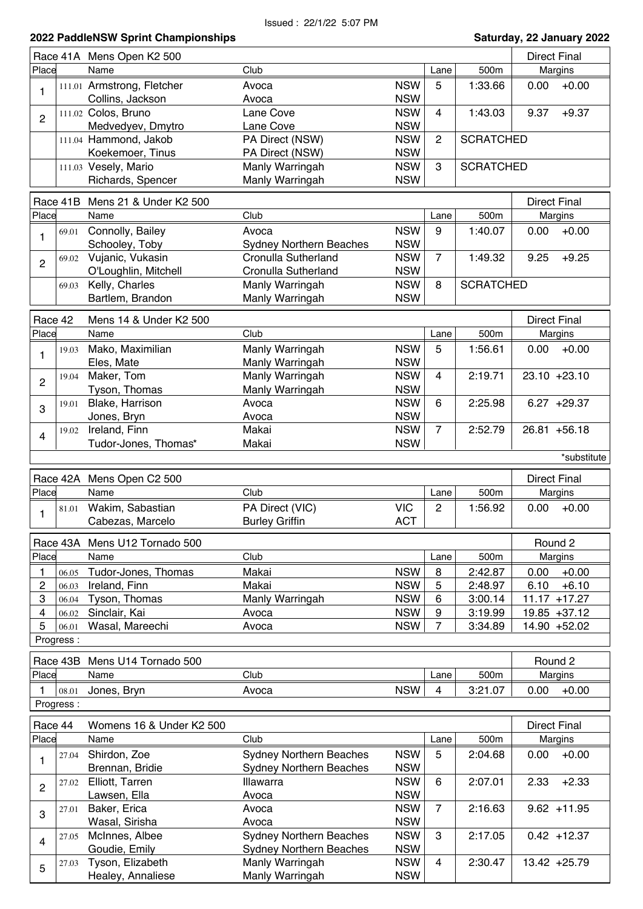Issued : 22/1/22 5:07 PM

## 2022 PaddleNSW Sprint Championships

**Saturday, 22 January 2022**

### Race 41A Mens Open K2 500 — Direct Final

| Place | | Name | Club | | Lane | 500m | Margins | |
|---|---|---|---|---|---|---|---|---|
| 1 | 111.01 | Armstrong, Fletcher | Avoca | NSW | 5 | 1:33.66 | 0.00 | +0.00 |
| | | Collins, Jackson | Avoca | NSW | | | | |
| 2 | 111.02 | Colos, Bruno | Lane Cove | NSW | 4 | 1:43.03 | 9.37 | +9.37 |
| | | Medvedyev, Dmytro | Lane Cove | NSW | | | | |
| | 111.04 | Hammond, Jakob | PA Direct (NSW) | NSW | 2 | SCRATCHED | | |
| | | Koekemoer, Tinus | PA Direct (NSW) | NSW | | | | |
| | 111.03 | Vesely, Mario | Manly Warringah | NSW | 3 | SCRATCHED | | |
| | | Richards, Spencer | Manly Warringah | NSW | | | | |

### Race 41B Mens 21 & Under K2 500 — Direct Final

| Place | | Name | Club | | Lane | 500m | Margins | |
|---|---|---|---|---|---|---|---|---|
| 1 | 69.01 | Connolly, Bailey | Avoca | NSW | 9 | 1:40.07 | 0.00 | +0.00 |
| | | Schooley, Toby | Sydney Northern Beaches | NSW | | | | |
| 2 | 69.02 | Vujanic, Vukasin | Cronulla Sutherland | NSW | 7 | 1:49.32 | 9.25 | +9.25 |
| | | O'Loughlin, Mitchell | Cronulla Sutherland | NSW | | | | |
| | 69.03 | Kelly, Charles | Manly Warringah | NSW | 8 | SCRATCHED | | |
| | | Bartlem, Brandon | Manly Warringah | NSW | | | | |

### Race 42 Mens 14 & Under K2 500 — Direct Final

| Place | | Name | Club | | Lane | 500m | Margins | |
|---|---|---|---|---|---|---|---|---|
| 1 | 19.03 | Mako, Maximilian | Manly Warringah | NSW | 5 | 1:56.61 | 0.00 | +0.00 |
| | | Eles, Mate | Manly Warringah | NSW | | | | |
| 2 | 19.04 | Maker, Tom | Manly Warringah | NSW | 4 | 2:19.71 | 23.10 | +23.10 |
| | | Tyson, Thomas | Manly Warringah | NSW | | | | |
| 3 | 19.01 | Blake, Harrison | Avoca | NSW | 6 | 2:25.98 | 6.27 | +29.37 |
| | | Jones, Bryn | Avoca | NSW | | | | |
| 4 | 19.02 | Ireland, Finn | Makai | NSW | 7 | 2:52.79 | 26.81 | +56.18 |
| | | Tudor-Jones, Thomas* | Makai | NSW | | | | |

*substitute

### Race 42A Mens Open C2 500 — Direct Final

| Place | | Name | Club | | Lane | 500m | Margins | |
|---|---|---|---|---|---|---|---|---|
| 1 | 81.01 | Wakim, Sabastian | PA Direct (VIC) | VIC | 2 | 1:56.92 | 0.00 | +0.00 |
| | | Cabezas, Marcelo | Burley Griffin | ACT | | | | |

### Race 43A Mens U12 Tornado 500 — Round 2

| Place | | Name | Club | | Lane | 500m | Margins | |
|---|---|---|---|---|---|---|---|---|
| 1 | 06.05 | Tudor-Jones, Thomas | Makai | NSW | 8 | 2:42.87 | 0.00 | +0.00 |
| 2 | 06.03 | Ireland, Finn | Makai | NSW | 5 | 2:48.97 | 6.10 | +6.10 |
| 3 | 06.04 | Tyson, Thomas | Manly Warringah | NSW | 6 | 3:00.14 | 11.17 | +17.27 |
| 4 | 06.02 | Sinclair, Kai | Avoca | NSW | 9 | 3:19.99 | 19.85 | +37.12 |
| 5 | 06.01 | Wasal, Mareechi | Avoca | NSW | 7 | 3:34.89 | 14.90 | +52.02 |

Progress :

### Race 43B Mens U14 Tornado 500 — Round 2

| Place | | Name | Club | | Lane | 500m | Margins | |
|---|---|---|---|---|---|---|---|---|
| 1 | 08.01 | Jones, Bryn | Avoca | NSW | 4 | 3:21.07 | 0.00 | +0.00 |

Progress :

### Race 44 Womens 16 & Under K2 500 — Direct Final

| Place | | Name | Club | | Lane | 500m | Margins | |
|---|---|---|---|---|---|---|---|---|
| 1 | 27.04 | Shirdon, Zoe | Sydney Northern Beaches | NSW | 5 | 2:04.68 | 0.00 | +0.00 |
| | | Brennan, Bridie | Sydney Northern Beaches | NSW | | | | |
| 2 | 27.02 | Elliott, Tarren | Illawarra | NSW | 6 | 2:07.01 | 2.33 | +2.33 |
| | | Lawsen, Ella | Avoca | NSW | | | | |
| 3 | 27.01 | Baker, Erica | Avoca | NSW | 7 | 2:16.63 | 9.62 | +11.95 |
| | | Wasal, Sirisha | Avoca | NSW | | | | |
| 4 | 27.05 | McInnes, Albee | Sydney Northern Beaches | NSW | 3 | 2:17.05 | 0.42 | +12.37 |
| | | Goudie, Emily | Sydney Northern Beaches | NSW | | | | |
| 5 | 27.03 | Tyson, Elizabeth | Manly Warringah | NSW | 4 | 2:30.47 | 13.42 | +25.79 |
| | | Healey, Annaliese | Manly Warringah | NSW | | | | |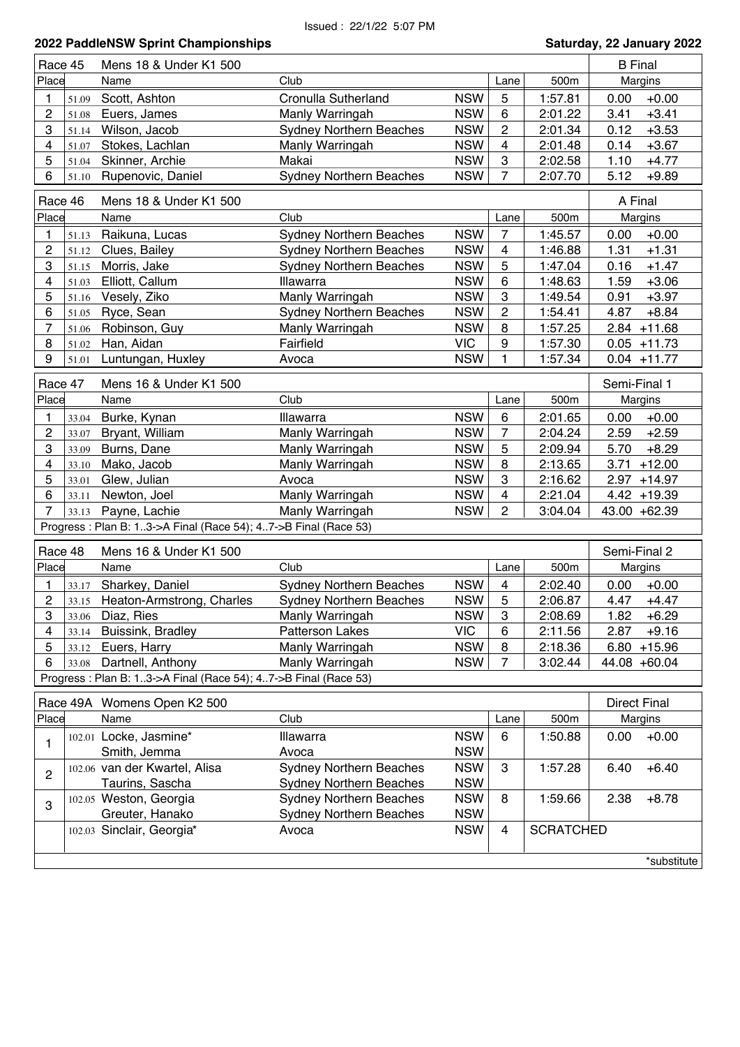Issued : 22/1/22 5:07 PM

**2022 PaddleNSW Sprint Championships** — **Saturday, 22 January 2022**

| Race 45 | | Mens 18 & Under K1 500 | | | | | B Final | |
|---|---|---|---|---|---|---|---|---|
| Place | | Name | Club | | Lane | 500m | Margins | |
| 1 | 51.09 | Scott, Ashton | Cronulla Sutherland | NSW | 5 | 1:57.81 | 0.00 | +0.00 |
| 2 | 51.08 | Euers, James | Manly Warringah | NSW | 6 | 2:01.22 | 3.41 | +3.41 |
| 3 | 51.14 | Wilson, Jacob | Sydney Northern Beaches | NSW | 2 | 2:01.34 | 0.12 | +3.53 |
| 4 | 51.07 | Stokes, Lachlan | Manly Warringah | NSW | 4 | 2:01.48 | 0.14 | +3.67 |
| 5 | 51.04 | Skinner, Archie | Makai | NSW | 3 | 2:02.58 | 1.10 | +4.77 |
| 6 | 51.10 | Rupenovic, Daniel | Sydney Northern Beaches | NSW | 7 | 2:07.70 | 5.12 | +9.89 |

| Race 46 | | Mens 18 & Under K1 500 | | | | | A Final | |
|---|---|---|---|---|---|---|---|---|
| Place | | Name | Club | | Lane | 500m | Margins | |
| 1 | 51.13 | Raikuna, Lucas | Sydney Northern Beaches | NSW | 7 | 1:45.57 | 0.00 | +0.00 |
| 2 | 51.12 | Clues, Bailey | Sydney Northern Beaches | NSW | 4 | 1:46.88 | 1.31 | +1.31 |
| 3 | 51.15 | Morris, Jake | Sydney Northern Beaches | NSW | 5 | 1:47.04 | 0.16 | +1.47 |
| 4 | 51.03 | Elliott, Callum | Illawarra | NSW | 6 | 1:48.63 | 1.59 | +3.06 |
| 5 | 51.16 | Vesely, Ziko | Manly Warringah | NSW | 3 | 1:49.54 | 0.91 | +3.97 |
| 6 | 51.05 | Ryce, Sean | Sydney Northern Beaches | NSW | 2 | 1:54.41 | 4.87 | +8.84 |
| 7 | 51.06 | Robinson, Guy | Manly Warringah | NSW | 8 | 1:57.25 | 2.84 | +11.68 |
| 8 | 51.02 | Han, Aidan | Fairfield | VIC | 9 | 1:57.30 | 0.05 | +11.73 |
| 9 | 51.01 | Luntungan, Huxley | Avoca | NSW | 1 | 1:57.34 | 0.04 | +11.77 |

| Race 47 | | Mens 16 & Under K1 500 | | | | | Semi-Final 1 | |
|---|---|---|---|---|---|---|---|---|
| Place | | Name | Club | | Lane | 500m | Margins | |
| 1 | 33.04 | Burke, Kynan | Illawarra | NSW | 6 | 2:01.65 | 0.00 | +0.00 |
| 2 | 33.07 | Bryant, William | Manly Warringah | NSW | 7 | 2:04.24 | 2.59 | +2.59 |
| 3 | 33.09 | Burns, Dane | Manly Warringah | NSW | 5 | 2:09.94 | 5.70 | +8.29 |
| 4 | 33.10 | Mako, Jacob | Manly Warringah | NSW | 8 | 2:13.65 | 3.71 | +12.00 |
| 5 | 33.01 | Glew, Julian | Avoca | NSW | 3 | 2:16.62 | 2.97 | +14.97 |
| 6 | 33.11 | Newton, Joel | Manly Warringah | NSW | 4 | 2:21.04 | 4.42 | +19.39 |
| 7 | 33.13 | Payne, Lachie | Manly Warringah | NSW | 2 | 3:04.04 | 43.00 | +62.39 |

Progress : Plan B: 1..3->A Final (Race 54); 4..7->B Final (Race 53)

| Race 48 | | Mens 16 & Under K1 500 | | | | | Semi-Final 2 | |
|---|---|---|---|---|---|---|---|---|
| Place | | Name | Club | | Lane | 500m | Margins | |
| 1 | 33.17 | Sharkey, Daniel | Sydney Northern Beaches | NSW | 4 | 2:02.40 | 0.00 | +0.00 |
| 2 | 33.15 | Heaton-Armstrong, Charles | Sydney Northern Beaches | NSW | 5 | 2:06.87 | 4.47 | +4.47 |
| 3 | 33.06 | Diaz, Ries | Manly Warringah | NSW | 3 | 2:08.69 | 1.82 | +6.29 |
| 4 | 33.14 | Buissink, Bradley | Patterson Lakes | VIC | 6 | 2:11.56 | 2.87 | +9.16 |
| 5 | 33.12 | Euers, Harry | Manly Warringah | NSW | 8 | 2:18.36 | 6.80 | +15.96 |
| 6 | 33.08 | Dartnell, Anthony | Manly Warringah | NSW | 7 | 3:02.44 | 44.08 | +60.04 |

Progress : Plan B: 1..3->A Final (Race 54); 4..7->B Final (Race 53)

| Race 49A | | Womens Open K2 500 | | | | | Direct Final | |
|---|---|---|---|---|---|---|---|---|
| Place | | Name | Club | | Lane | 500m | Margins | |
| 1 | 102.01 | Locke, Jasmine* | Illawarra | NSW | 6 | 1:50.88 | 0.00 | +0.00 |
| | | Smith, Jemma | Avoca | NSW | | | | |
| 2 | 102.06 | van der Kwartel, Alisa | Sydney Northern Beaches | NSW | 3 | 1:57.28 | 6.40 | +6.40 |
| | | Taurins, Sascha | Sydney Northern Beaches | NSW | | | | |
| 3 | 102.05 | Weston, Georgia | Sydney Northern Beaches | NSW | 8 | 1:59.66 | 2.38 | +8.78 |
| | | Greuter, Hanako | Sydney Northern Beaches | NSW | | | | |
| | 102.03 | Sinclair, Georgia* | Avoca | NSW | 4 | SCRATCHED | | |

*substitute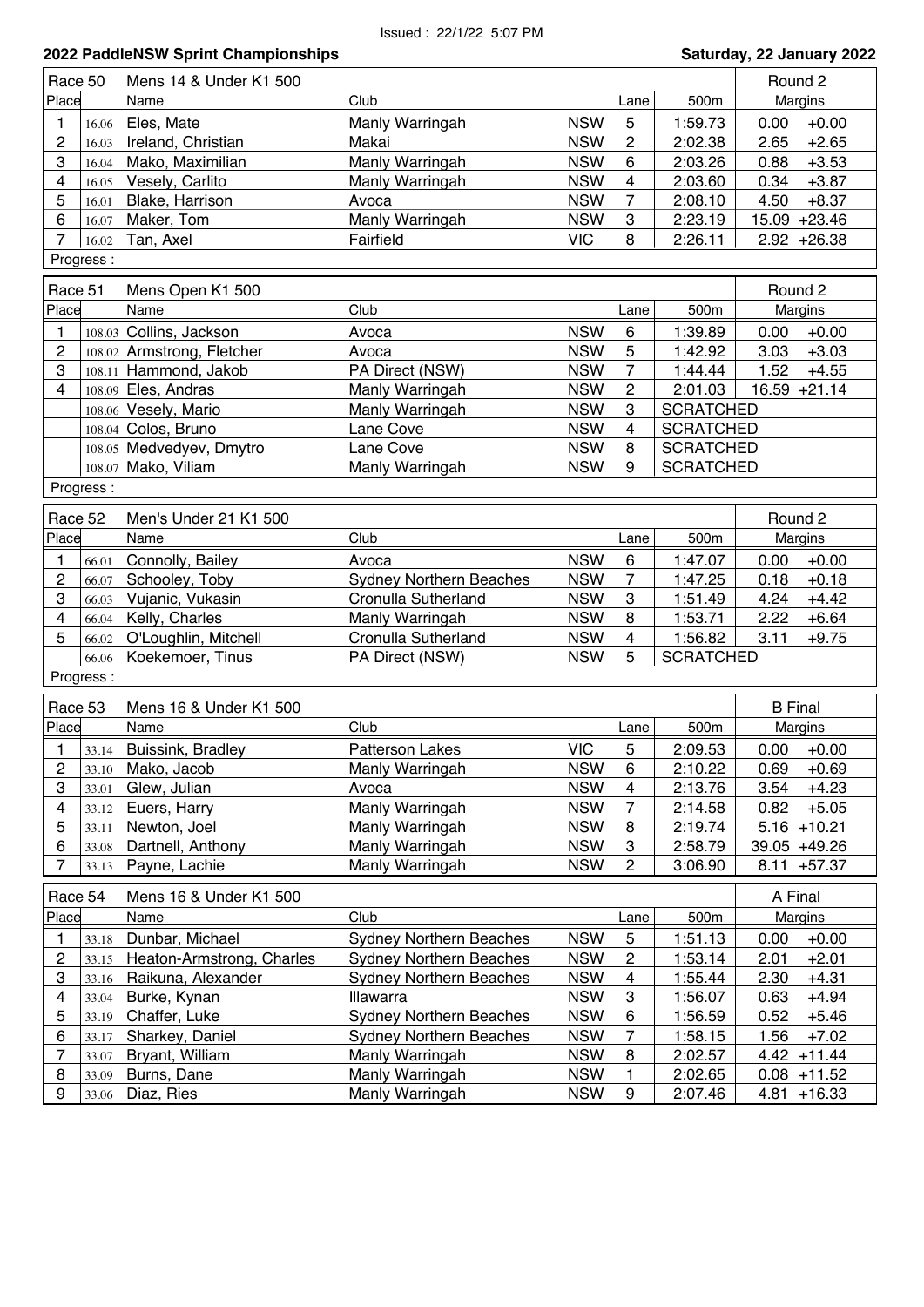Issued : 22/1/22 5:07 PM

## 2022 PaddleNSW Sprint Championships

**Saturday, 22 January 2022**

| Race 50 | | Mens 14 & Under K1 500 | | | | | Round 2 | |
|---|---|---|---|---|---|---|---|---|
| Place | | Name | Club | | Lane | 500m | Margins | |
| 1 | 16.06 | Eles, Mate | Manly Warringah | NSW | 5 | 1:59.73 | 0.00 | +0.00 |
| 2 | 16.03 | Ireland, Christian | Makai | NSW | 2 | 2:02.38 | 2.65 | +2.65 |
| 3 | 16.04 | Mako, Maximilian | Manly Warringah | NSW | 6 | 2:03.26 | 0.88 | +3.53 |
| 4 | 16.05 | Vesely, Carlito | Manly Warringah | NSW | 4 | 2:03.60 | 0.34 | +3.87 |
| 5 | 16.01 | Blake, Harrison | Avoca | NSW | 7 | 2:08.10 | 4.50 | +8.37 |
| 6 | 16.07 | Maker, Tom | Manly Warringah | NSW | 3 | 2:23.19 | 15.09 | +23.46 |
| 7 | 16.02 | Tan, Axel | Fairfield | VIC | 8 | 2:26.11 | 2.92 | +26.38 |
| Progress : | | | | | | | | |

| Race 51 | | Mens Open K1 500 | | | | | Round 2 | |
|---|---|---|---|---|---|---|---|---|
| Place | | Name | Club | | Lane | 500m | Margins | |
| 1 | 108.03 | Collins, Jackson | Avoca | NSW | 6 | 1:39.89 | 0.00 | +0.00 |
| 2 | 108.02 | Armstrong, Fletcher | Avoca | NSW | 5 | 1:42.92 | 3.03 | +3.03 |
| 3 | 108.11 | Hammond, Jakob | PA Direct (NSW) | NSW | 7 | 1:44.44 | 1.52 | +4.55 |
| 4 | 108.09 | Eles, Andras | Manly Warringah | NSW | 2 | 2:01.03 | 16.59 | +21.14 |
| | 108.06 | Vesely, Mario | Manly Warringah | NSW | 3 | SCRATCHED | | |
| | 108.04 | Colos, Bruno | Lane Cove | NSW | 4 | SCRATCHED | | |
| | 108.05 | Medvedyev, Dmytro | Lane Cove | NSW | 8 | SCRATCHED | | |
| | 108.07 | Mako, Viliam | Manly Warringah | NSW | 9 | SCRATCHED | | |
| Progress : | | | | | | | | |

| Race 52 | | Men's Under 21 K1 500 | | | | | Round 2 | |
|---|---|---|---|---|---|---|---|---|
| Place | | Name | Club | | Lane | 500m | Margins | |
| 1 | 66.01 | Connolly, Bailey | Avoca | NSW | 6 | 1:47.07 | 0.00 | +0.00 |
| 2 | 66.07 | Schooley, Toby | Sydney Northern Beaches | NSW | 7 | 1:47.25 | 0.18 | +0.18 |
| 3 | 66.03 | Vujanic, Vukasin | Cronulla Sutherland | NSW | 3 | 1:51.49 | 4.24 | +4.42 |
| 4 | 66.04 | Kelly, Charles | Manly Warringah | NSW | 8 | 1:53.71 | 2.22 | +6.64 |
| 5 | 66.02 | O'Loughlin, Mitchell | Cronulla Sutherland | NSW | 4 | 1:56.82 | 3.11 | +9.75 |
| | 66.06 | Koekemoer, Tinus | PA Direct (NSW) | NSW | 5 | SCRATCHED | | |
| Progress : | | | | | | | | |

| Race 53 | | Mens 16 & Under K1 500 | | | | | B Final | |
|---|---|---|---|---|---|---|---|---|
| Place | | Name | Club | | Lane | 500m | Margins | |
| 1 | 33.14 | Buissink, Bradley | Patterson Lakes | VIC | 5 | 2:09.53 | 0.00 | +0.00 |
| 2 | 33.10 | Mako, Jacob | Manly Warringah | NSW | 6 | 2:10.22 | 0.69 | +0.69 |
| 3 | 33.01 | Glew, Julian | Avoca | NSW | 4 | 2:13.76 | 3.54 | +4.23 |
| 4 | 33.12 | Euers, Harry | Manly Warringah | NSW | 7 | 2:14.58 | 0.82 | +5.05 |
| 5 | 33.11 | Newton, Joel | Manly Warringah | NSW | 8 | 2:19.74 | 5.16 | +10.21 |
| 6 | 33.08 | Dartnell, Anthony | Manly Warringah | NSW | 3 | 2:58.79 | 39.05 | +49.26 |
| 7 | 33.13 | Payne, Lachie | Manly Warringah | NSW | 2 | 3:06.90 | 8.11 | +57.37 |

| Race 54 | | Mens 16 & Under K1 500 | | | | | A Final | |
|---|---|---|---|---|---|---|---|---|
| Place | | Name | Club | | Lane | 500m | Margins | |
| 1 | 33.18 | Dunbar, Michael | Sydney Northern Beaches | NSW | 5 | 1:51.13 | 0.00 | +0.00 |
| 2 | 33.15 | Heaton-Armstrong, Charles | Sydney Northern Beaches | NSW | 2 | 1:53.14 | 2.01 | +2.01 |
| 3 | 33.16 | Raikuna, Alexander | Sydney Northern Beaches | NSW | 4 | 1:55.44 | 2.30 | +4.31 |
| 4 | 33.04 | Burke, Kynan | Illawarra | NSW | 3 | 1:56.07 | 0.63 | +4.94 |
| 5 | 33.19 | Chaffer, Luke | Sydney Northern Beaches | NSW | 6 | 1:56.59 | 0.52 | +5.46 |
| 6 | 33.17 | Sharkey, Daniel | Sydney Northern Beaches | NSW | 7 | 1:58.15 | 1.56 | +7.02 |
| 7 | 33.07 | Bryant, William | Manly Warringah | NSW | 8 | 2:02.57 | 4.42 | +11.44 |
| 8 | 33.09 | Burns, Dane | Manly Warringah | NSW | 1 | 2:02.65 | 0.08 | +11.52 |
| 9 | 33.06 | Diaz, Ries | Manly Warringah | NSW | 9 | 2:07.46 | 4.81 | +16.33 |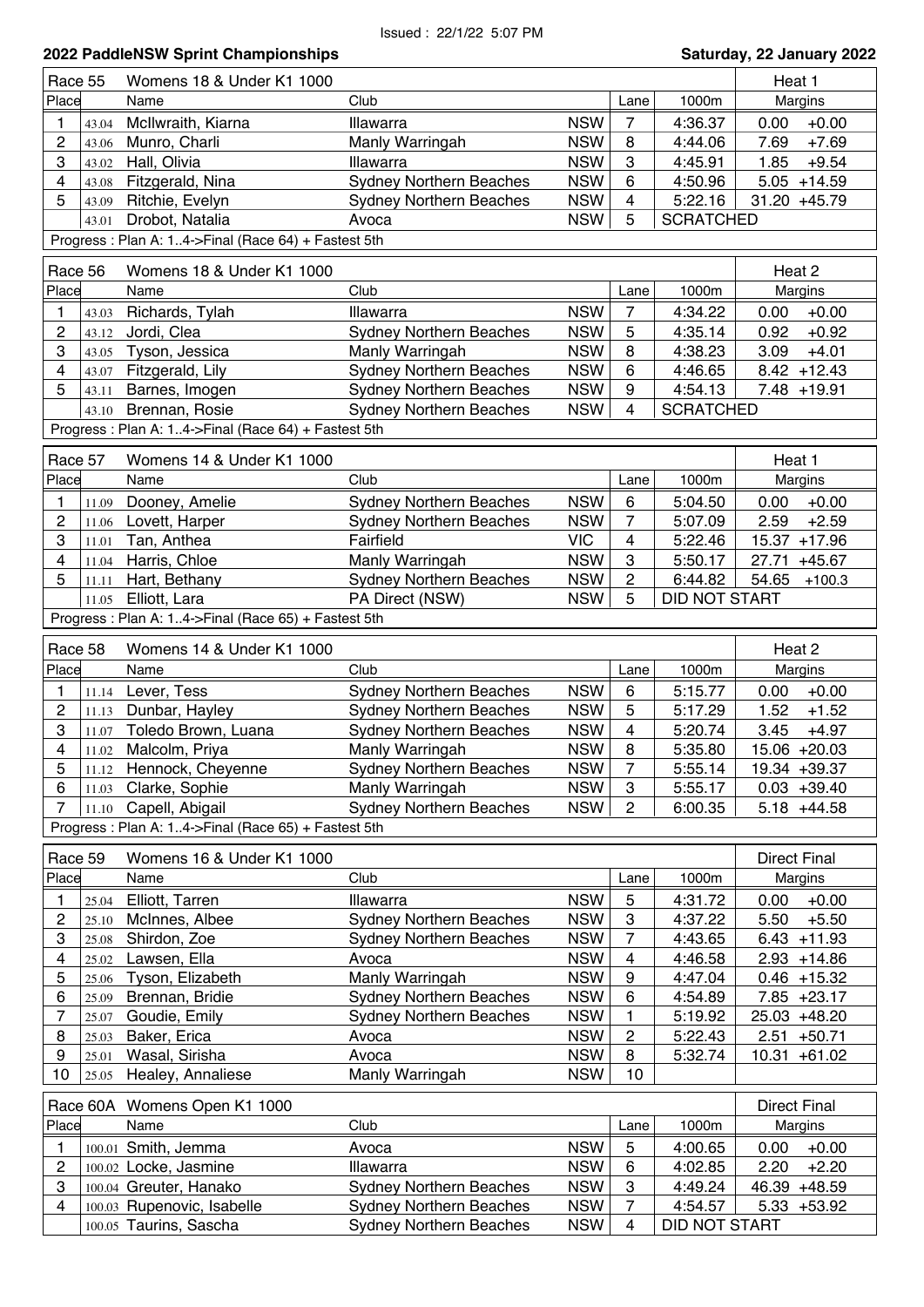Issued : 22/1/22 5:07 PM

**2022 PaddleNSW Sprint Championships** **Saturday, 22 January 2022**

| Race 55 | | Womens 18 & Under K1 1000 | | | | | Heat 1 |
|---|---|---|---|---|---|---|---|
| Place | | Name | Club | | Lane | 1000m | Margins |
| 1 | 43.04 | McIlwraith, Kiarna | Illawarra | NSW | 7 | 4:36.37 | 0.00 +0.00 |
| 2 | 43.06 | Munro, Charli | Manly Warringah | NSW | 8 | 4:44.06 | 7.69 +7.69 |
| 3 | 43.02 | Hall, Olivia | Illawarra | NSW | 3 | 4:45.91 | 1.85 +9.54 |
| 4 | 43.08 | Fitzgerald, Nina | Sydney Northern Beaches | NSW | 6 | 4:50.96 | 5.05 +14.59 |
| 5 | 43.09 | Ritchie, Evelyn | Sydney Northern Beaches | NSW | 4 | 5:22.16 | 31.20 +45.79 |
| | 43.01 | Drobot, Natalia | Avoca | NSW | 5 | SCRATCHED | |

Progress : Plan A: 1..4->Final (Race 64) + Fastest 5th

| Race 56 | | Womens 18 & Under K1 1000 | | | | | Heat 2 |
|---|---|---|---|---|---|---|---|
| Place | | Name | Club | | Lane | 1000m | Margins |
| 1 | 43.03 | Richards, Tylah | Illawarra | NSW | 7 | 4:34.22 | 0.00 +0.00 |
| 2 | 43.12 | Jordi, Clea | Sydney Northern Beaches | NSW | 5 | 4:35.14 | 0.92 +0.92 |
| 3 | 43.05 | Tyson, Jessica | Manly Warringah | NSW | 8 | 4:38.23 | 3.09 +4.01 |
| 4 | 43.07 | Fitzgerald, Lily | Sydney Northern Beaches | NSW | 6 | 4:46.65 | 8.42 +12.43 |
| 5 | 43.11 | Barnes, Imogen | Sydney Northern Beaches | NSW | 9 | 4:54.13 | 7.48 +19.91 |
| | 43.10 | Brennan, Rosie | Sydney Northern Beaches | NSW | 4 | SCRATCHED | |

Progress : Plan A: 1..4->Final (Race 64) + Fastest 5th

| Race 57 | | Womens 14 & Under K1 1000 | | | | | Heat 1 |
|---|---|---|---|---|---|---|---|
| Place | | Name | Club | | Lane | 1000m | Margins |
| 1 | 11.09 | Dooney, Amelie | Sydney Northern Beaches | NSW | 6 | 5:04.50 | 0.00 +0.00 |
| 2 | 11.06 | Lovett, Harper | Sydney Northern Beaches | NSW | 7 | 5:07.09 | 2.59 +2.59 |
| 3 | 11.01 | Tan, Anthea | Fairfield | VIC | 4 | 5:22.46 | 15.37 +17.96 |
| 4 | 11.04 | Harris, Chloe | Manly Warringah | NSW | 3 | 5:50.17 | 27.71 +45.67 |
| 5 | 11.11 | Hart, Bethany | Sydney Northern Beaches | NSW | 2 | 6:44.82 | 54.65 +100.3 |
| | 11.05 | Elliott, Lara | PA Direct (NSW) | NSW | 5 | DID NOT START | |

Progress : Plan A: 1..4->Final (Race 65) + Fastest 5th

| Race 58 | | Womens 14 & Under K1 1000 | | | | | Heat 2 |
|---|---|---|---|---|---|---|---|
| Place | | Name | Club | | Lane | 1000m | Margins |
| 1 | 11.14 | Lever, Tess | Sydney Northern Beaches | NSW | 6 | 5:15.77 | 0.00 +0.00 |
| 2 | 11.13 | Dunbar, Hayley | Sydney Northern Beaches | NSW | 5 | 5:17.29 | 1.52 +1.52 |
| 3 | 11.07 | Toledo Brown, Luana | Sydney Northern Beaches | NSW | 4 | 5:20.74 | 3.45 +4.97 |
| 4 | 11.02 | Malcolm, Priya | Manly Warringah | NSW | 8 | 5:35.80 | 15.06 +20.03 |
| 5 | 11.12 | Hennock, Cheyenne | Sydney Northern Beaches | NSW | 7 | 5:55.14 | 19.34 +39.37 |
| 6 | 11.03 | Clarke, Sophie | Manly Warringah | NSW | 3 | 5:55.17 | 0.03 +39.40 |
| 7 | 11.10 | Capell, Abigail | Sydney Northern Beaches | NSW | 2 | 6:00.35 | 5.18 +44.58 |

Progress : Plan A: 1..4->Final (Race 65) + Fastest 5th

| Race 59 | | Womens 16 & Under K1 1000 | | | | | Direct Final |
|---|---|---|---|---|---|---|---|
| Place | | Name | Club | | Lane | 1000m | Margins |
| 1 | 25.04 | Elliott, Tarren | Illawarra | NSW | 5 | 4:31.72 | 0.00 +0.00 |
| 2 | 25.10 | McInnes, Albee | Sydney Northern Beaches | NSW | 3 | 4:37.22 | 5.50 +5.50 |
| 3 | 25.08 | Shirdon, Zoe | Sydney Northern Beaches | NSW | 7 | 4:43.65 | 6.43 +11.93 |
| 4 | 25.02 | Lawsen, Ella | Avoca | NSW | 4 | 4:46.58 | 2.93 +14.86 |
| 5 | 25.06 | Tyson, Elizabeth | Manly Warringah | NSW | 9 | 4:47.04 | 0.46 +15.32 |
| 6 | 25.09 | Brennan, Bridie | Sydney Northern Beaches | NSW | 6 | 4:54.89 | 7.85 +23.17 |
| 7 | 25.07 | Goudie, Emily | Sydney Northern Beaches | NSW | 1 | 5:19.92 | 25.03 +48.20 |
| 8 | 25.03 | Baker, Erica | Avoca | NSW | 2 | 5:22.43 | 2.51 +50.71 |
| 9 | 25.01 | Wasal, Sirisha | Avoca | NSW | 8 | 5:32.74 | 10.31 +61.02 |
| 10 | 25.05 | Healey, Annaliese | Manly Warringah | NSW | 10 | | |

| Race 60A | | Womens Open K1 1000 | | | | | Direct Final |
|---|---|---|---|---|---|---|---|
| Place | | Name | Club | | Lane | 1000m | Margins |
| 1 | 100.01 | Smith, Jemma | Avoca | NSW | 5 | 4:00.65 | 0.00 +0.00 |
| 2 | 100.02 | Locke, Jasmine | Illawarra | NSW | 6 | 4:02.85 | 2.20 +2.20 |
| 3 | 100.04 | Greuter, Hanako | Sydney Northern Beaches | NSW | 3 | 4:49.24 | 46.39 +48.59 |
| 4 | 100.03 | Rupenovic, Isabelle | Sydney Northern Beaches | NSW | 7 | 4:54.57 | 5.33 +53.92 |
| | 100.05 | Taurins, Sascha | Sydney Northern Beaches | NSW | 4 | DID NOT START | |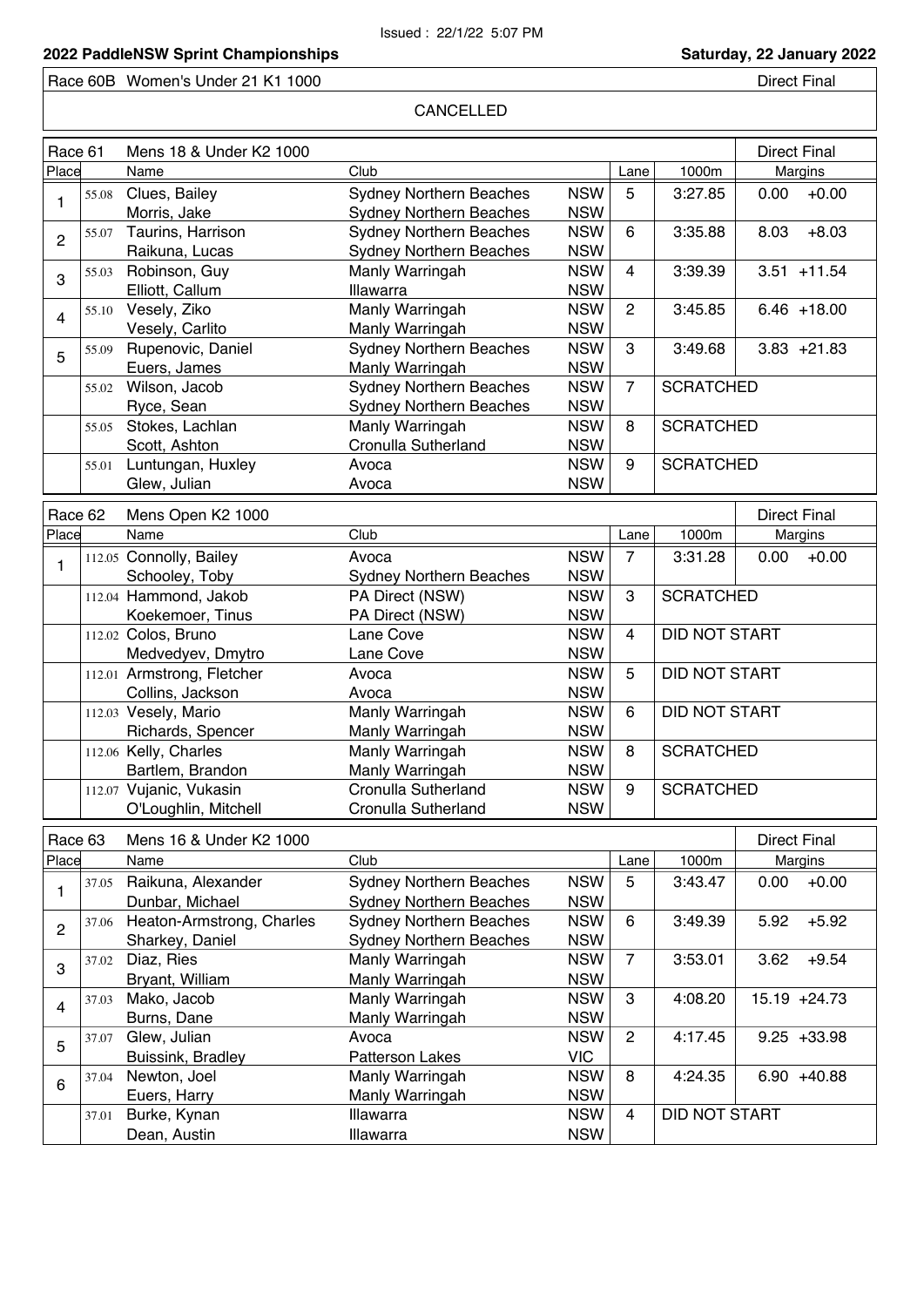Issued : 22/1/22 5:07 PM

**2022 PaddleNSW Sprint Championships** — **Saturday, 22 January 2022**

## Race 60B Women's Under 21 K1 1000 — Direct Final

CANCELLED

## Race 61 Mens 18 & Under K2 1000 — Direct Final

| Place | | Name | Club | | Lane | 1000m | Margins | |
|---|---|---|---|---|---|---|---|---|
| 1 | 55.08 | Clues, Bailey | Sydney Northern Beaches | NSW | 5 | 3:27.85 | 0.00 | +0.00 |
| | | Morris, Jake | Sydney Northern Beaches | NSW | | | | |
| 2 | 55.07 | Taurins, Harrison | Sydney Northern Beaches | NSW | 6 | 3:35.88 | 8.03 | +8.03 |
| | | Raikuna, Lucas | Sydney Northern Beaches | NSW | | | | |
| 3 | 55.03 | Robinson, Guy | Manly Warringah | NSW | 4 | 3:39.39 | 3.51 | +11.54 |
| | | Elliott, Callum | Illawarra | NSW | | | | |
| 4 | 55.10 | Vesely, Ziko | Manly Warringah | NSW | 2 | 3:45.85 | 6.46 | +18.00 |
| | | Vesely, Carlito | Manly Warringah | NSW | | | | |
| 5 | 55.09 | Rupenovic, Daniel | Sydney Northern Beaches | NSW | 3 | 3:49.68 | 3.83 | +21.83 |
| | | Euers, James | Manly Warringah | NSW | | | | |
| | 55.02 | Wilson, Jacob | Sydney Northern Beaches | NSW | 7 | SCRATCHED | | |
| | | Ryce, Sean | Sydney Northern Beaches | NSW | | | | |
| | 55.05 | Stokes, Lachlan | Manly Warringah | NSW | 8 | SCRATCHED | | |
| | | Scott, Ashton | Cronulla Sutherland | NSW | | | | |
| | 55.01 | Luntungan, Huxley | Avoca | NSW | 9 | SCRATCHED | | |
| | | Glew, Julian | Avoca | NSW | | | | |

## Race 62 Mens Open K2 1000 — Direct Final

| Place | | Name | Club | | Lane | 1000m | Margins | |
|---|---|---|---|---|---|---|---|---|
| 1 | 112.05 | Connolly, Bailey | Avoca | NSW | 7 | 3:31.28 | 0.00 | +0.00 |
| | | Schooley, Toby | Sydney Northern Beaches | NSW | | | | |
| | 112.04 | Hammond, Jakob | PA Direct (NSW) | NSW | 3 | SCRATCHED | | |
| | | Koekemoer, Tinus | PA Direct (NSW) | NSW | | | | |
| | 112.02 | Colos, Bruno | Lane Cove | NSW | 4 | DID NOT START | | |
| | | Medvedyev, Dmytro | Lane Cove | NSW | | | | |
| | 112.01 | Armstrong, Fletcher | Avoca | NSW | 5 | DID NOT START | | |
| | | Collins, Jackson | Avoca | NSW | | | | |
| | 112.03 | Vesely, Mario | Manly Warringah | NSW | 6 | DID NOT START | | |
| | | Richards, Spencer | Manly Warringah | NSW | | | | |
| | 112.06 | Kelly, Charles | Manly Warringah | NSW | 8 | SCRATCHED | | |
| | | Bartlem, Brandon | Manly Warringah | NSW | | | | |
| | 112.07 | Vujanic, Vukasin | Cronulla Sutherland | NSW | 9 | SCRATCHED | | |
| | | O'Loughlin, Mitchell | Cronulla Sutherland | NSW | | | | |

## Race 63 Mens 16 & Under K2 1000 — Direct Final

| Place | | Name | Club | | Lane | 1000m | Margins | |
|---|---|---|---|---|---|---|---|---|
| 1 | 37.05 | Raikuna, Alexander | Sydney Northern Beaches | NSW | 5 | 3:43.47 | 0.00 | +0.00 |
| | | Dunbar, Michael | Sydney Northern Beaches | NSW | | | | |
| 2 | 37.06 | Heaton-Armstrong, Charles | Sydney Northern Beaches | NSW | 6 | 3:49.39 | 5.92 | +5.92 |
| | | Sharkey, Daniel | Sydney Northern Beaches | NSW | | | | |
| 3 | 37.02 | Diaz, Ries | Manly Warringah | NSW | 7 | 3:53.01 | 3.62 | +9.54 |
| | | Bryant, William | Manly Warringah | NSW | | | | |
| 4 | 37.03 | Mako, Jacob | Manly Warringah | NSW | 3 | 4:08.20 | 15.19 | +24.73 |
| | | Burns, Dane | Manly Warringah | NSW | | | | |
| 5 | 37.07 | Glew, Julian | Avoca | NSW | 2 | 4:17.45 | 9.25 | +33.98 |
| | | Buissink, Bradley | Patterson Lakes | VIC | | | | |
| 6 | 37.04 | Newton, Joel | Manly Warringah | NSW | 8 | 4:24.35 | 6.90 | +40.88 |
| | | Euers, Harry | Manly Warringah | NSW | | | | |
| | 37.01 | Burke, Kynan | Illawarra | NSW | 4 | DID NOT START | | |
| | | Dean, Austin | Illawarra | NSW | | | | |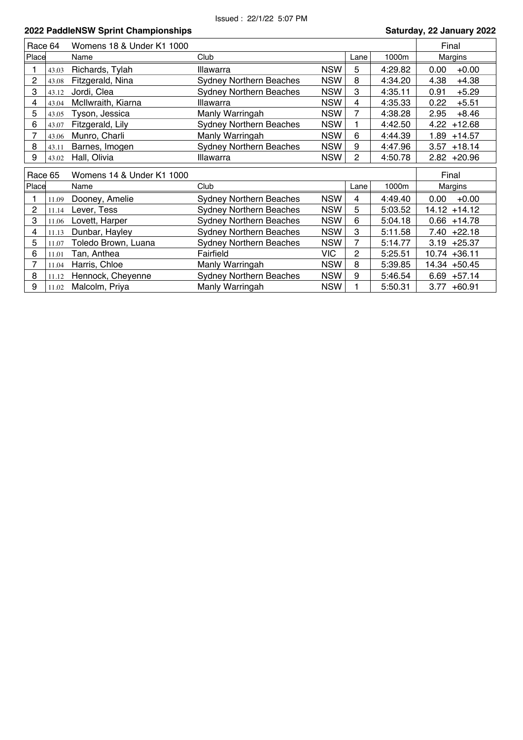Issued : 22/1/22 5:07 PM

## 2022 PaddleNSW Sprint Championships

**Saturday, 22 January 2022**

| Race 64 | | Womens 18 & Under K1 1000 | | | | | Final | |
|---|---|---|---|---|---|---|---|---|
| Place | | Name | Club | | Lane | 1000m | Margins | |
| 1 | 43.03 | Richards, Tylah | Illawarra | NSW | 5 | 4:29.82 | 0.00 | +0.00 |
| 2 | 43.08 | Fitzgerald, Nina | Sydney Northern Beaches | NSW | 8 | 4:34.20 | 4.38 | +4.38 |
| 3 | 43.12 | Jordi, Clea | Sydney Northern Beaches | NSW | 3 | 4:35.11 | 0.91 | +5.29 |
| 4 | 43.04 | McIlwraith, Kiarna | Illawarra | NSW | 4 | 4:35.33 | 0.22 | +5.51 |
| 5 | 43.05 | Tyson, Jessica | Manly Warringah | NSW | 7 | 4:38.28 | 2.95 | +8.46 |
| 6 | 43.07 | Fitzgerald, Lily | Sydney Northern Beaches | NSW | 1 | 4:42.50 | 4.22 | +12.68 |
| 7 | 43.06 | Munro, Charli | Manly Warringah | NSW | 6 | 4:44.39 | 1.89 | +14.57 |
| 8 | 43.11 | Barnes, Imogen | Sydney Northern Beaches | NSW | 9 | 4:47.96 | 3.57 | +18.14 |
| 9 | 43.02 | Hall, Olivia | Illawarra | NSW | 2 | 4:50.78 | 2.82 | +20.96 |

| Race 65 | | Womens 14 & Under K1 1000 | | | | | Final | |
|---|---|---|---|---|---|---|---|---|
| Place | | Name | Club | | Lane | 1000m | Margins | |
| 1 | 11.09 | Dooney, Amelie | Sydney Northern Beaches | NSW | 4 | 4:49.40 | 0.00 | +0.00 |
| 2 | 11.14 | Lever, Tess | Sydney Northern Beaches | NSW | 5 | 5:03.52 | 14.12 | +14.12 |
| 3 | 11.06 | Lovett, Harper | Sydney Northern Beaches | NSW | 6 | 5:04.18 | 0.66 | +14.78 |
| 4 | 11.13 | Dunbar, Hayley | Sydney Northern Beaches | NSW | 3 | 5:11.58 | 7.40 | +22.18 |
| 5 | 11.07 | Toledo Brown, Luana | Sydney Northern Beaches | NSW | 7 | 5:14.77 | 3.19 | +25.37 |
| 6 | 11.01 | Tan, Anthea | Fairfield | VIC | 2 | 5:25.51 | 10.74 | +36.11 |
| 7 | 11.04 | Harris, Chloe | Manly Warringah | NSW | 8 | 5:39.85 | 14.34 | +50.45 |
| 8 | 11.12 | Hennock, Cheyenne | Sydney Northern Beaches | NSW | 9 | 5:46.54 | 6.69 | +57.14 |
| 9 | 11.02 | Malcolm, Priya | Manly Warringah | NSW | 1 | 5:50.31 | 3.77 | +60.91 |